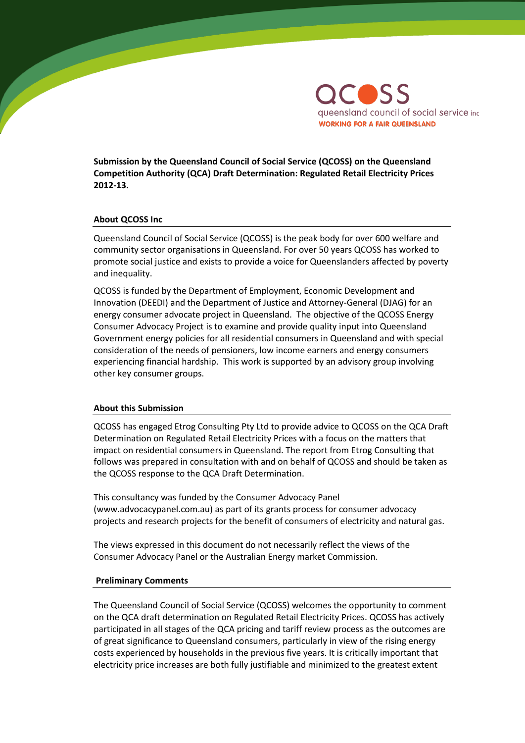QCOSS

queensland council of social service inc

WORKING FOR A FAIR QUEENSLAND

**Submission by the Queensland Council of Social Service (QCOSS) on the Queensland Competition Authority (QCA) Draft Determination: Regulated Retail Electricity Prices 2012-13.**

## About QCOSS Inc

Queensland Council of Social Service (QCOSS) is the peak body for over 600 welfare and community sector organisations in Queensland. For over 50 years QCOSS has worked to promote social justice and exists to provide a voice for Queenslanders affected by poverty and inequality.

QCOSS is funded by the Department of Employment, Economic Development and Innovation (DEEDI) and the Department of Justice and Attorney-General (DJAG) for an energy consumer advocate project in Queensland. The objective of the QCOSS Energy Consumer Advocacy Project is to examine and provide quality input into Queensland Government energy policies for all residential consumers in Queensland and with special consideration of the needs of pensioners, low income earners and energy consumers experiencing financial hardship. This work is supported by an advisory group involving other key consumer groups.

## About this Submission

QCOSS has engaged Etrog Consulting Pty Ltd to provide advice to QCOSS on the QCA Draft Determination on Regulated Retail Electricity Prices with a focus on the matters that impact on residential consumers in Queensland. The report from Etrog Consulting that follows was prepared in consultation with and on behalf of QCOSS and should be taken as the QCOSS response to the QCA Draft Determination.

This consultancy was funded by the Consumer Advocacy Panel (www.advocacypanel.com.au) as part of its grants process for consumer advocacy projects and research projects for the benefit of consumers of electricity and natural gas.

The views expressed in this document do not necessarily reflect the views of the Consumer Advocacy Panel or the Australian Energy market Commission.

## Preliminary Comments

The Queensland Council of Social Service (QCOSS) welcomes the opportunity to comment on the QCA draft determination on Regulated Retail Electricity Prices. QCOSS has actively participated in all stages of the QCA pricing and tariff review process as the outcomes are of great significance to Queensland consumers, particularly in view of the rising energy costs experienced by households in the previous five years. It is critically important that electricity price increases are both fully justifiable and minimized to the greatest extent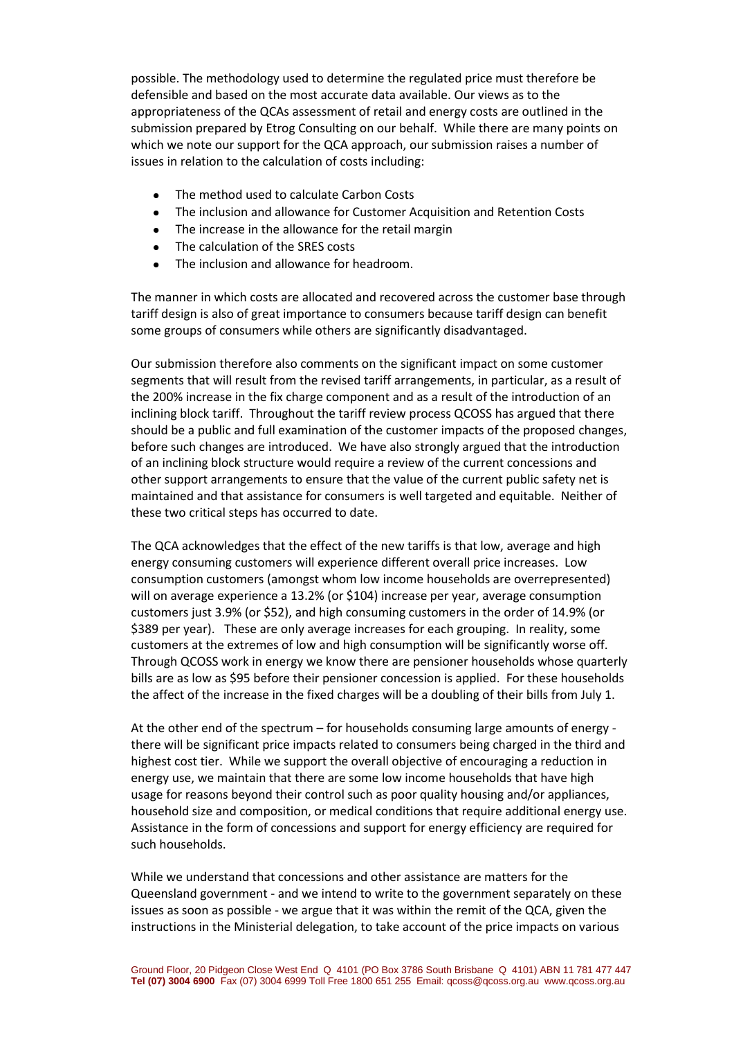possible. The methodology used to determine the regulated price must therefore be defensible and based on the most accurate data available. Our views as to the appropriateness of the QCAs assessment of retail and energy costs are outlined in the submission prepared by Etrog Consulting on our behalf. While there are many points on which we note our support for the QCA approach, our submission raises a number of issues in relation to the calculation of costs including:

- The method used to calculate Carbon Costs
- The inclusion and allowance for Customer Acquisition and Retention Costs
- The increase in the allowance for the retail margin
- The calculation of the SRES costs
- The inclusion and allowance for headroom.

The manner in which costs are allocated and recovered across the customer base through tariff design is also of great importance to consumers because tariff design can benefit some groups of consumers while others are significantly disadvantaged.

Our submission therefore also comments on the significant impact on some customer segments that will result from the revised tariff arrangements, in particular, as a result of the 200% increase in the fix charge component and as a result of the introduction of an inclining block tariff. Throughout the tariff review process QCOSS has argued that there should be a public and full examination of the customer impacts of the proposed changes, before such changes are introduced. We have also strongly argued that the introduction of an inclining block structure would require a review of the current concessions and other support arrangements to ensure that the value of the current public safety net is maintained and that assistance for consumers is well targeted and equitable. Neither of these two critical steps has occurred to date.

The QCA acknowledges that the effect of the new tariffs is that low, average and high energy consuming customers will experience different overall price increases. Low consumption customers (amongst whom low income households are overrepresented) will on average experience a 13.2% (or $104) increase per year, average consumption customers just 3.9% (or $52), and high consuming customers in the order of 14.9% (or $389 per year). These are only average increases for each grouping. In reality, some customers at the extremes of low and high consumption will be significantly worse off. Through QCOSS work in energy we know there are pensioner households whose quarterly bills are as low as $95 before their pensioner concession is applied. For these households the affect of the increase in the fixed charges will be a doubling of their bills from July 1.

At the other end of the spectrum – for households consuming large amounts of energy - there will be significant price impacts related to consumers being charged in the third and highest cost tier. While we support the overall objective of encouraging a reduction in energy use, we maintain that there are some low income households that have high usage for reasons beyond their control such as poor quality housing and/or appliances, household size and composition, or medical conditions that require additional energy use. Assistance in the form of concessions and support for energy efficiency are required for such households.

While we understand that concessions and other assistance are matters for the Queensland government - and we intend to write to the government separately on these issues as soon as possible - we argue that it was within the remit of the QCA, given the instructions in the Ministerial delegation, to take account of the price impacts on various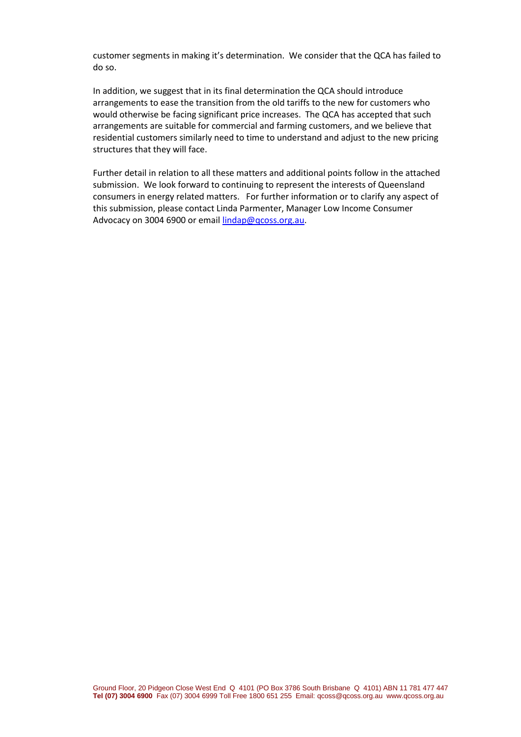customer segments in making it's determination.  We consider that the QCA has failed to do so.

In addition, we suggest that in its final determination the QCA should introduce arrangements to ease the transition from the old tariffs to the new for customers who would otherwise be facing significant price increases.  The QCA has accepted that such arrangements are suitable for commercial and farming customers, and we believe that residential customers similarly need to time to understand and adjust to the new pricing structures that they will face.

Further detail in relation to all these matters and additional points follow in the attached submission.  We look forward to continuing to represent the interests of Queensland consumers in energy related matters.   For further information or to clarify any aspect of this submission, please contact Linda Parmenter, Manager Low Income Consumer Advocacy on 3004 6900 or email lindap@qcoss.org.au.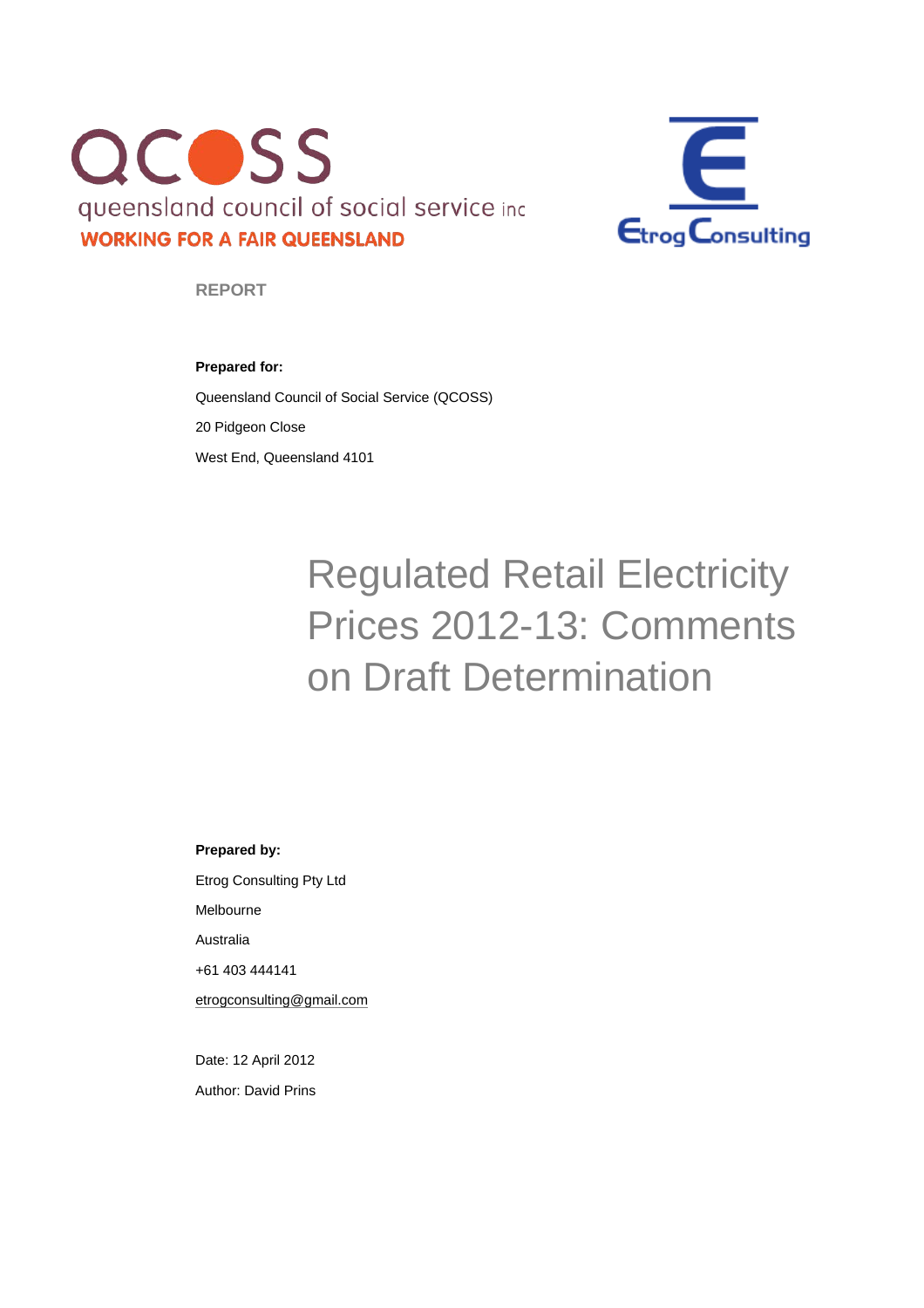QCOSS

queensland council of social service inc

WORKING FOR A FAIR QUEENSLAND

Etrog Consulting

REPORT

**Prepared for:**

Queensland Council of Social Service (QCOSS)

20 Pidgeon Close

West End, Queensland 4101

# Regulated Retail Electricity Prices 2012-13: Comments on Draft Determination

**Prepared by:**

Etrog Consulting Pty Ltd

Melbourne

Australia

+61 403 444141

etrogconsulting@gmail.com

Date: 12 April 2012

Author: David Prins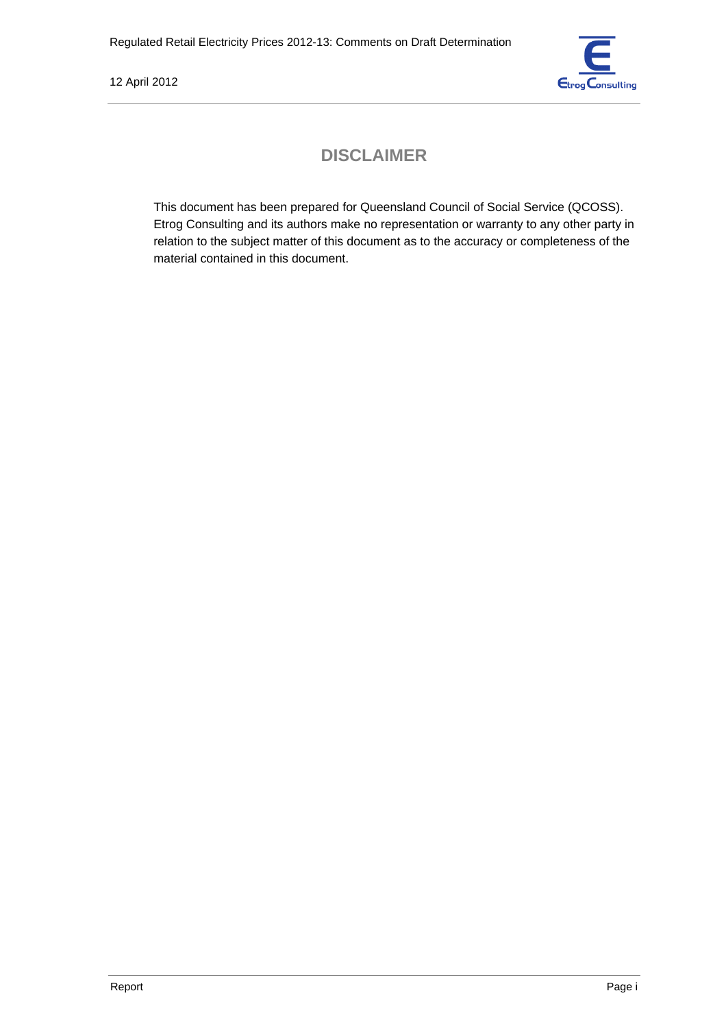## DISCLAIMER

This document has been prepared for Queensland Council of Social Service (QCOSS). Etrog Consulting and its authors make no representation or warranty to any other party in relation to the subject matter of this document as to the accuracy or completeness of the material contained in this document.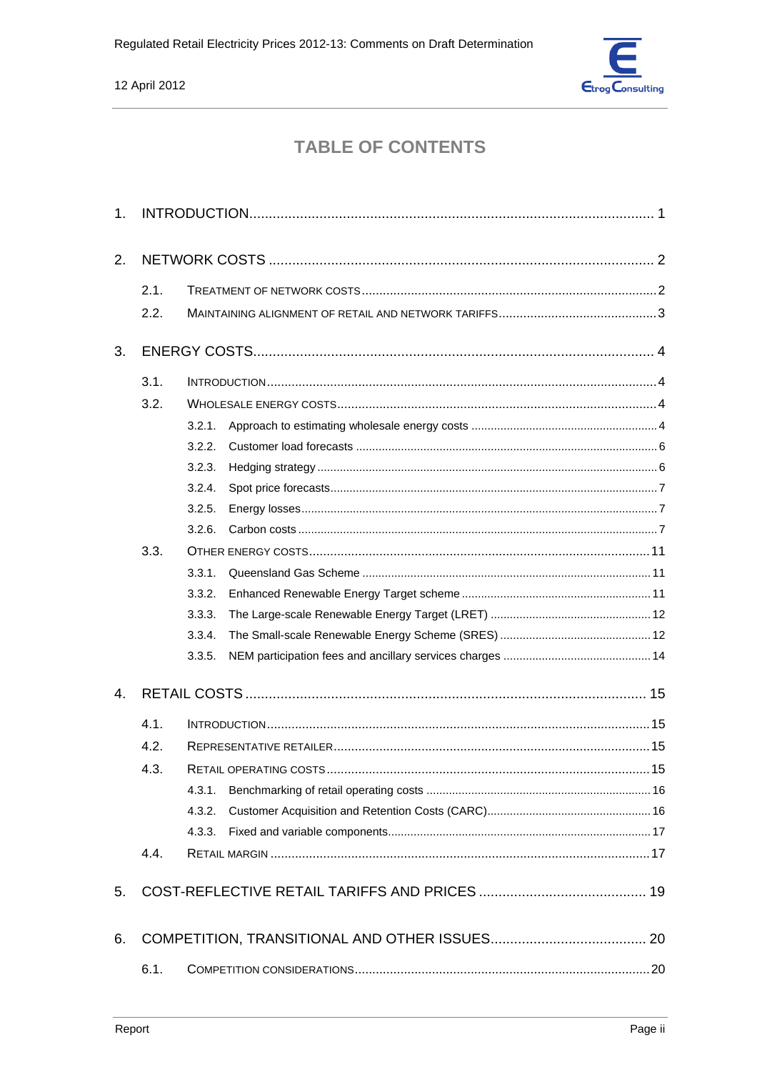# TABLE OF CONTENTS

1. INTRODUCTION ........................................................ 1

2. NETWORK COSTS ........................................................ 2
   - 2.1. TREATMENT OF NETWORK COSTS ........................................................ 2
   - 2.2. MAINTAINING ALIGNMENT OF RETAIL AND NETWORK TARIFFS ........................................................ 3

3. ENERGY COSTS ........................................................ 4
   - 3.1. INTRODUCTION ........................................................ 4
   - 3.2. WHOLESALE ENERGY COSTS ........................................................ 4
     - 3.2.1. Approach to estimating wholesale energy costs ........................................................ 4
     - 3.2.2. Customer load forecasts ........................................................ 6
     - 3.2.3. Hedging strategy ........................................................ 6
     - 3.2.4. Spot price forecasts ........................................................ 7
     - 3.2.5. Energy losses ........................................................ 7
     - 3.2.6. Carbon costs ........................................................ 7
   - 3.3. OTHER ENERGY COSTS ........................................................ 11
     - 3.3.1. Queensland Gas Scheme ........................................................ 11
     - 3.3.2. Enhanced Renewable Energy Target scheme ........................................................ 11
     - 3.3.3. The Large-scale Renewable Energy Target (LRET) ........................................................ 12
     - 3.3.4. The Small-scale Renewable Energy Scheme (SRES) ........................................................ 12
     - 3.3.5. NEM participation fees and ancillary services charges ........................................................ 14

4. RETAIL COSTS ........................................................ 15
   - 4.1. INTRODUCTION ........................................................ 15
   - 4.2. REPRESENTATIVE RETAILER ........................................................ 15
   - 4.3. RETAIL OPERATING COSTS ........................................................ 15
     - 4.3.1. Benchmarking of retail operating costs ........................................................ 16
     - 4.3.2. Customer Acquisition and Retention Costs (CARC) ........................................................ 16
     - 4.3.3. Fixed and variable components ........................................................ 17
   - 4.4. RETAIL MARGIN ........................................................ 17

5. COST-REFLECTIVE RETAIL TARIFFS AND PRICES ........................................................ 19

6. COMPETITION, TRANSITIONAL AND OTHER ISSUES ........................................................ 20
   - 6.1. COMPETITION CONSIDERATIONS ........................................................ 20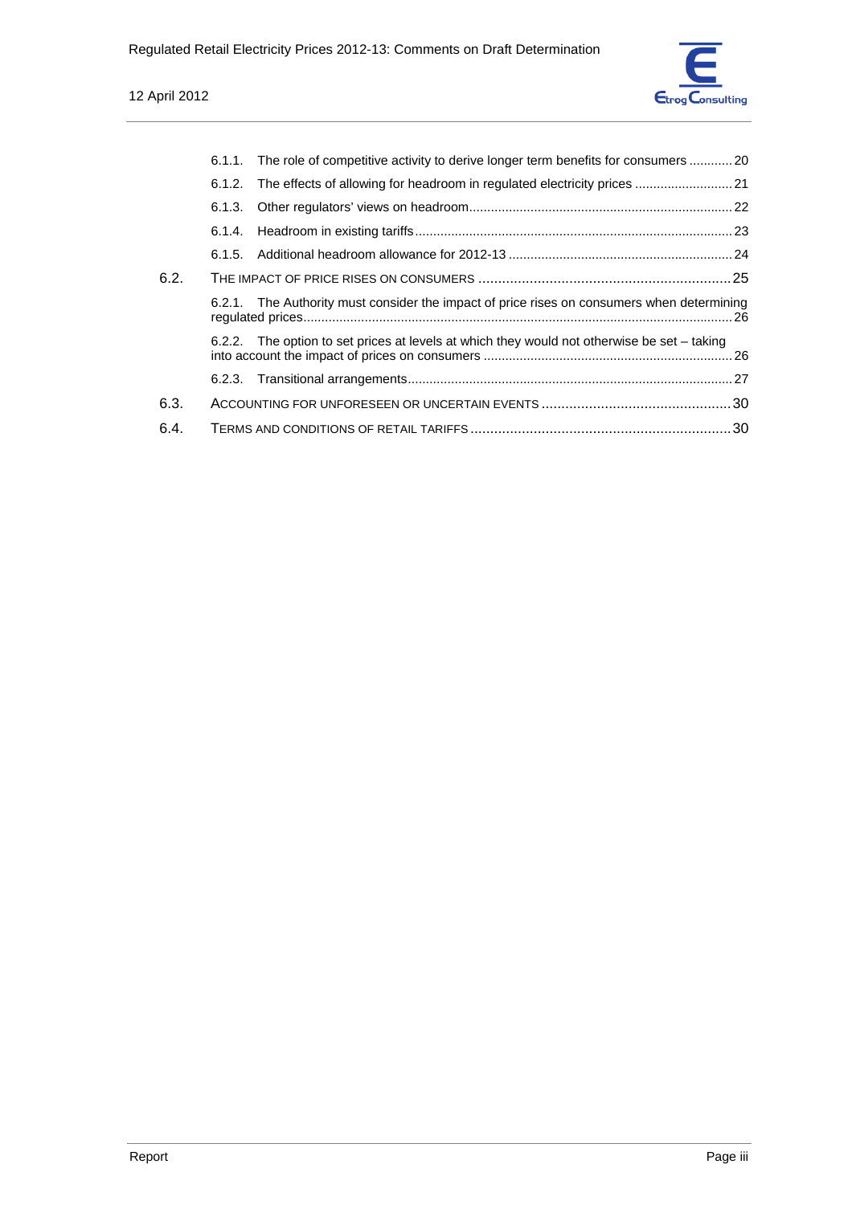6.1.1. The role of competitive activity to derive longer term benefits for consumers ............ 20

6.1.2. The effects of allowing for headroom in regulated electricity prices ........................... 21

6.1.3. Other regulators' views on headroom........................................................................ 22

6.1.4. Headroom in existing tariffs....................................................................................... 23

6.1.5. Additional headroom allowance for 2012-13 ............................................................. 24

6.2. THE IMPACT OF PRICE RISES ON CONSUMERS ................................................................ 25

6.2.1. The Authority must consider the impact of price rises on consumers when determining regulated prices...................................................................................................................... 26

6.2.2. The option to set prices at levels at which they would not otherwise be set – taking into account the impact of prices on consumers ..................................................................... 26

6.2.3. Transitional arrangements......................................................................................... 27

6.3. ACCOUNTING FOR UNFORESEEN OR UNCERTAIN EVENTS ................................................ 30

6.4. TERMS AND CONDITIONS OF RETAIL TARIFFS ................................................................. 30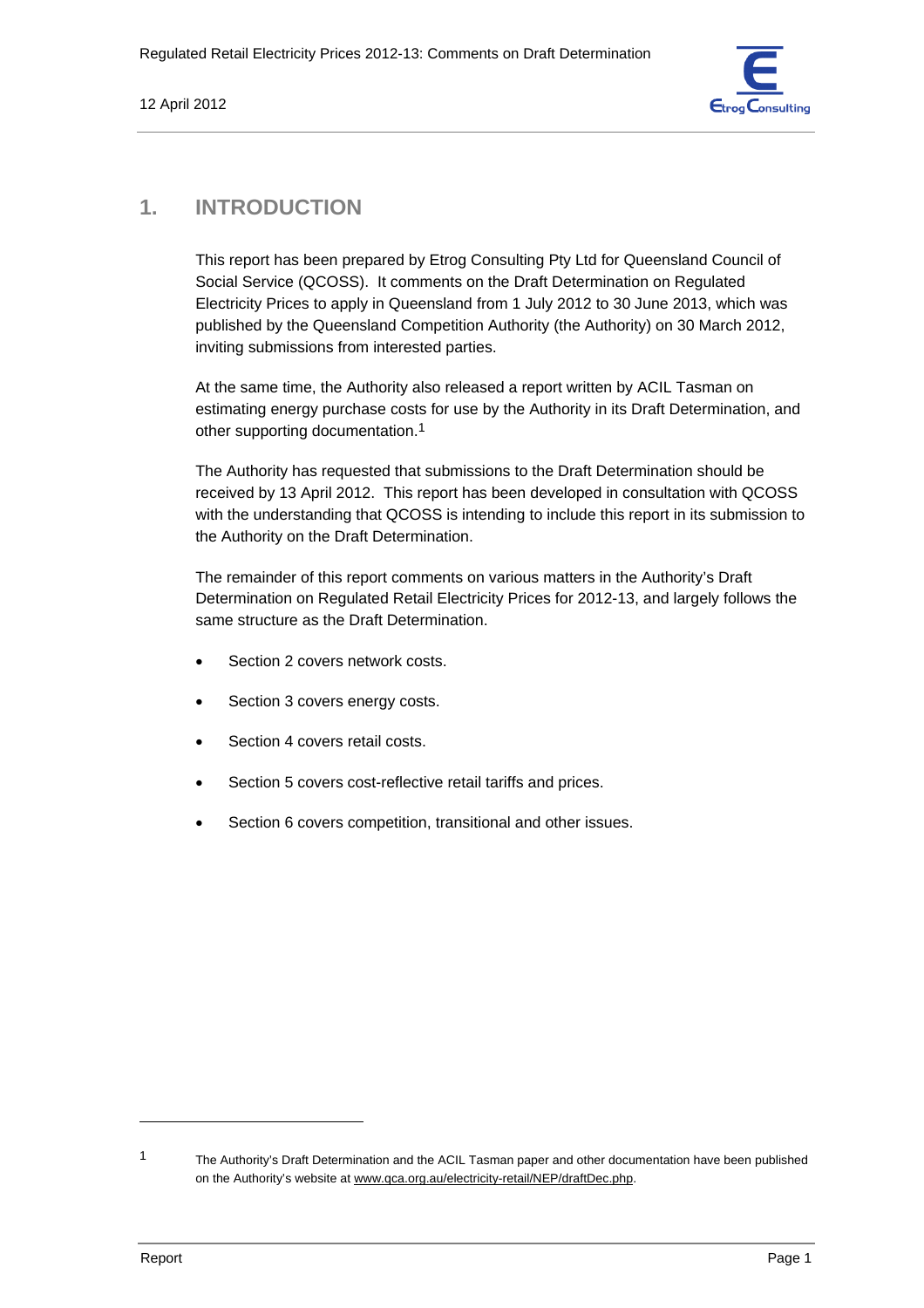# 1. INTRODUCTION

This report has been prepared by Etrog Consulting Pty Ltd for Queensland Council of Social Service (QCOSS). It comments on the Draft Determination on Regulated Electricity Prices to apply in Queensland from 1 July 2012 to 30 June 2013, which was published by the Queensland Competition Authority (the Authority) on 30 March 2012, inviting submissions from interested parties.

At the same time, the Authority also released a report written by ACIL Tasman on estimating energy purchase costs for use by the Authority in its Draft Determination, and other supporting documentation.[1]

The Authority has requested that submissions to the Draft Determination should be received by 13 April 2012. This report has been developed in consultation with QCOSS with the understanding that QCOSS is intending to include this report in its submission to the Authority on the Draft Determination.

The remainder of this report comments on various matters in the Authority's Draft Determination on Regulated Retail Electricity Prices for 2012-13, and largely follows the same structure as the Draft Determination.

- Section 2 covers network costs.
- Section 3 covers energy costs.
- Section 4 covers retail costs.
- Section 5 covers cost-reflective retail tariffs and prices.
- Section 6 covers competition, transitional and other issues.

---

[1] The Authority's Draft Determination and the ACIL Tasman paper and other documentation have been published on the Authority's website at www.qca.org.au/electricity-retail/NEP/draftDec.php.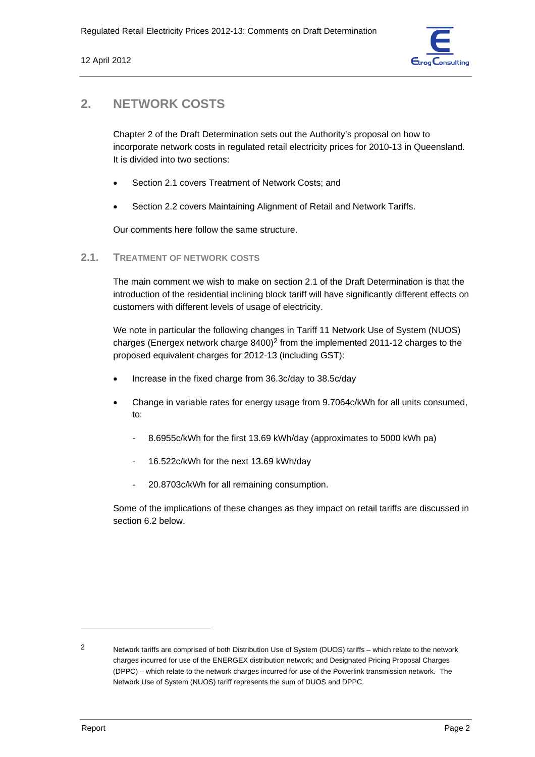## 2. NETWORK COSTS

Chapter 2 of the Draft Determination sets out the Authority's proposal on how to incorporate network costs in regulated retail electricity prices for 2010-13 in Queensland. It is divided into two sections:

- Section 2.1 covers Treatment of Network Costs; and
- Section 2.2 covers Maintaining Alignment of Retail and Network Tariffs.

Our comments here follow the same structure.

### 2.1. TREATMENT OF NETWORK COSTS

The main comment we wish to make on section 2.1 of the Draft Determination is that the introduction of the residential inclining block tariff will have significantly different effects on customers with different levels of usage of electricity.

We note in particular the following changes in Tariff 11 Network Use of System (NUOS) charges (Energex network charge 8400)[2] from the implemented 2011-12 charges to the proposed equivalent charges for 2012-13 (including GST):

- Increase in the fixed charge from 36.3c/day to 38.5c/day
- Change in variable rates for energy usage from 9.7064c/kWh for all units consumed, to:
  - 8.6955c/kWh for the first 13.69 kWh/day (approximates to 5000 kWh pa)
  - 16.522c/kWh for the next 13.69 kWh/day
  - 20.8703c/kWh for all remaining consumption.

Some of the implications of these changes as they impact on retail tariffs are discussed in section 6.2 below.

[2] Network tariffs are comprised of both Distribution Use of System (DUOS) tariffs – which relate to the network charges incurred for use of the ENERGEX distribution network; and Designated Pricing Proposal Charges (DPPC) – which relate to the network charges incurred for use of the Powerlink transmission network. The Network Use of System (NUOS) tariff represents the sum of DUOS and DPPC.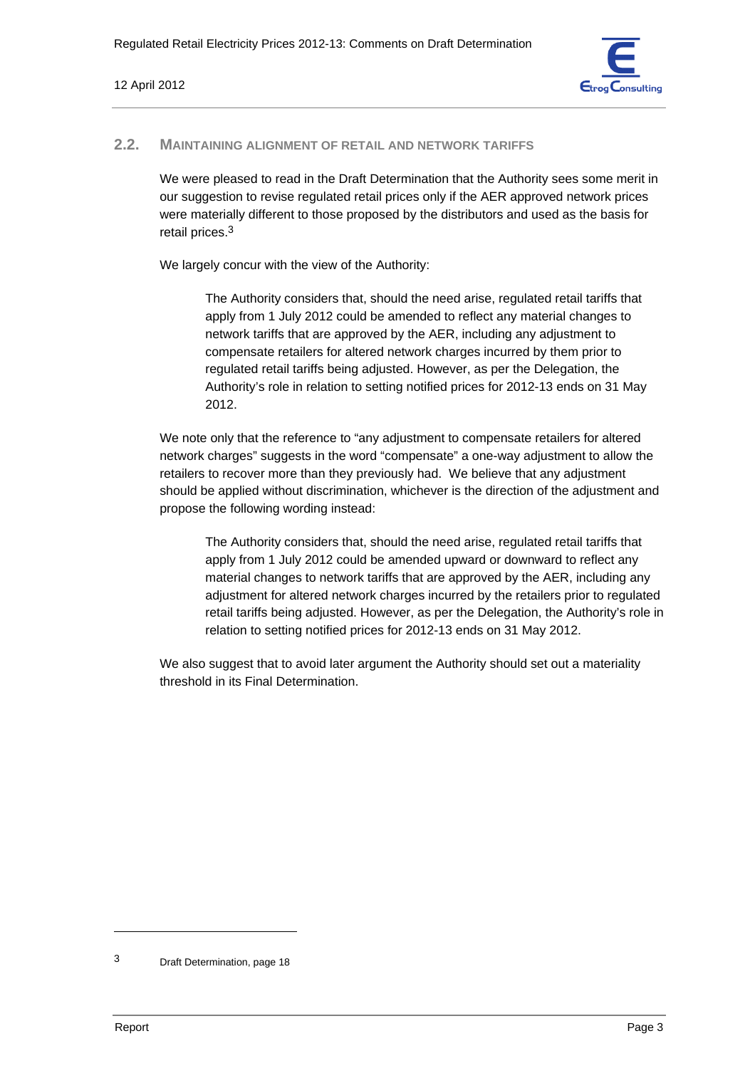## 2.2. MAINTAINING ALIGNMENT OF RETAIL AND NETWORK TARIFFS

We were pleased to read in the Draft Determination that the Authority sees some merit in our suggestion to revise regulated retail prices only if the AER approved network prices were materially different to those proposed by the distributors and used as the basis for retail prices.[3]

We largely concur with the view of the Authority:

> The Authority considers that, should the need arise, regulated retail tariffs that apply from 1 July 2012 could be amended to reflect any material changes to network tariffs that are approved by the AER, including any adjustment to compensate retailers for altered network charges incurred by them prior to regulated retail tariffs being adjusted. However, as per the Delegation, the Authority's role in relation to setting notified prices for 2012-13 ends on 31 May 2012.

We note only that the reference to "any adjustment to compensate retailers for altered network charges" suggests in the word "compensate" a one-way adjustment to allow the retailers to recover more than they previously had. We believe that any adjustment should be applied without discrimination, whichever is the direction of the adjustment and propose the following wording instead:

> The Authority considers that, should the need arise, regulated retail tariffs that apply from 1 July 2012 could be amended upward or downward to reflect any material changes to network tariffs that are approved by the AER, including any adjustment for altered network charges incurred by the retailers prior to regulated retail tariffs being adjusted. However, as per the Delegation, the Authority's role in relation to setting notified prices for 2012-13 ends on 31 May 2012.

We also suggest that to avoid later argument the Authority should set out a materiality threshold in its Final Determination.

---

[3] Draft Determination, page 18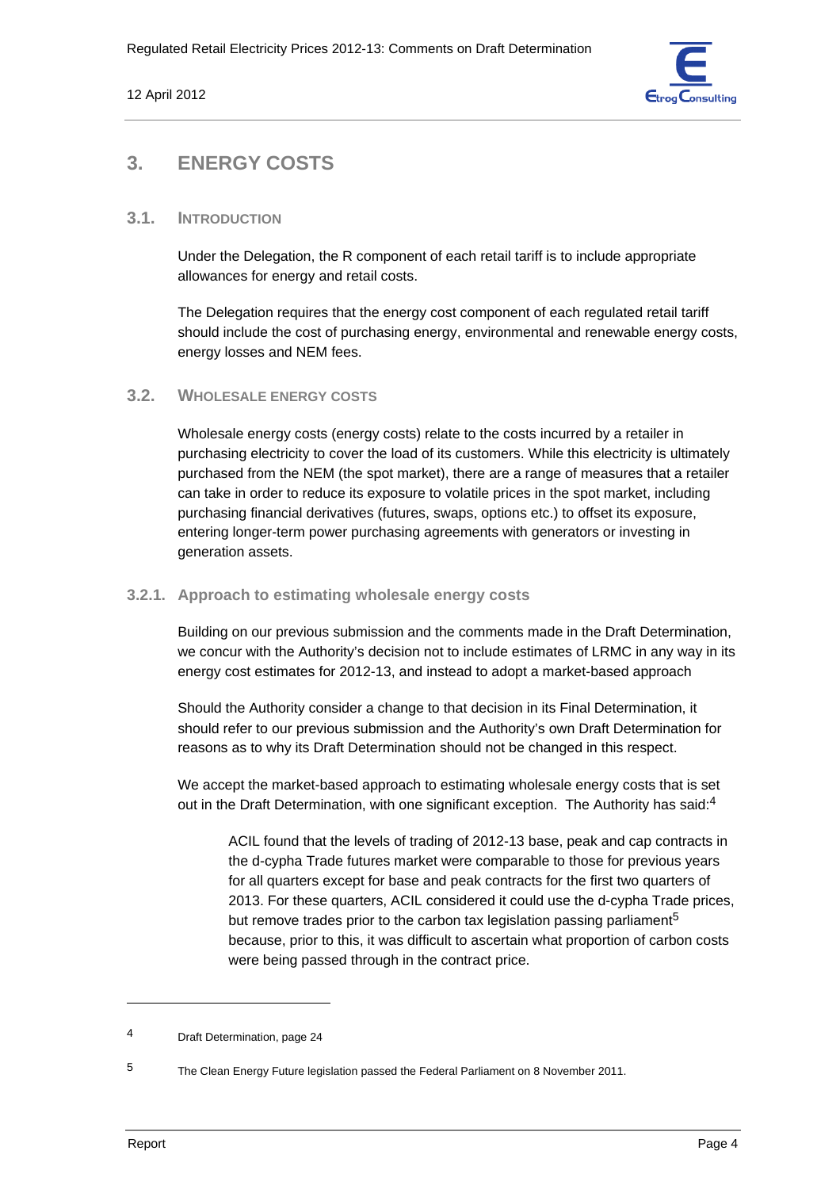# 3. ENERGY COSTS

## 3.1. INTRODUCTION

Under the Delegation, the R component of each retail tariff is to include appropriate allowances for energy and retail costs.

The Delegation requires that the energy cost component of each regulated retail tariff should include the cost of purchasing energy, environmental and renewable energy costs, energy losses and NEM fees.

## 3.2. WHOLESALE ENERGY COSTS

Wholesale energy costs (energy costs) relate to the costs incurred by a retailer in purchasing electricity to cover the load of its customers. While this electricity is ultimately purchased from the NEM (the spot market), there are a range of measures that a retailer can take in order to reduce its exposure to volatile prices in the spot market, including purchasing financial derivatives (futures, swaps, options etc.) to offset its exposure, entering longer-term power purchasing agreements with generators or investing in generation assets.

### 3.2.1. Approach to estimating wholesale energy costs

Building on our previous submission and the comments made in the Draft Determination, we concur with the Authority's decision not to include estimates of LRMC in any way in its energy cost estimates for 2012-13, and instead to adopt a market-based approach

Should the Authority consider a change to that decision in its Final Determination, it should refer to our previous submission and the Authority's own Draft Determination for reasons as to why its Draft Determination should not be changed in this respect.

We accept the market-based approach to estimating wholesale energy costs that is set out in the Draft Determination, with one significant exception. The Authority has said:[4]

> ACIL found that the levels of trading of 2012-13 base, peak and cap contracts in the d-cypha Trade futures market were comparable to those for previous years for all quarters except for base and peak contracts for the first two quarters of 2013. For these quarters, ACIL considered it could use the d-cypha Trade prices, but remove trades prior to the carbon tax legislation passing parliament[5] because, prior to this, it was difficult to ascertain what proportion of carbon costs were being passed through in the contract price.

---

[4] Draft Determination, page 24

[5] The Clean Energy Future legislation passed the Federal Parliament on 8 November 2011.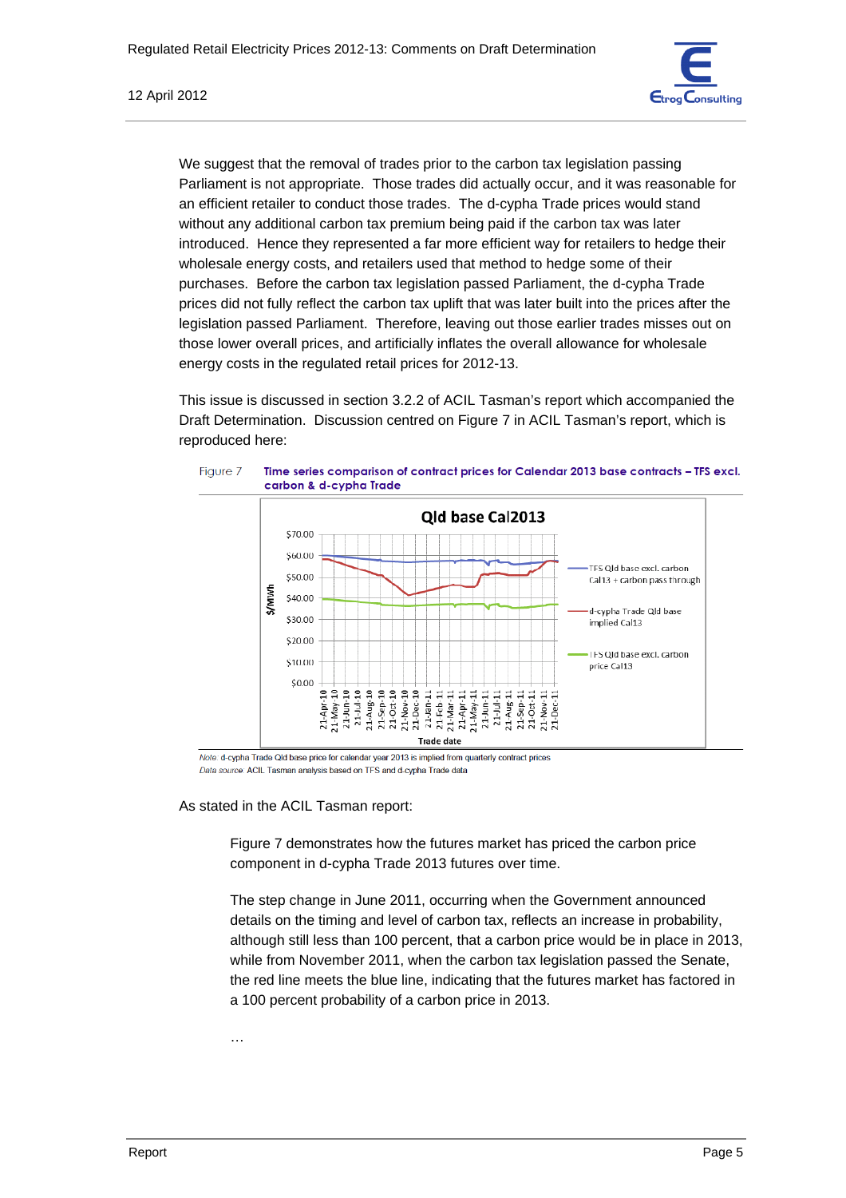We suggest that the removal of trades prior to the carbon tax legislation passing Parliament is not appropriate. Those trades did actually occur, and it was reasonable for an efficient retailer to conduct those trades. The d-cypha Trade prices would stand without any additional carbon tax premium being paid if the carbon tax was later introduced. Hence they represented a far more efficient way for retailers to hedge their wholesale energy costs, and retailers used that method to hedge some of their purchases. Before the carbon tax legislation passed Parliament, the d-cypha Trade prices did not fully reflect the carbon tax uplift that was later built into the prices after the legislation passed Parliament. Therefore, leaving out those earlier trades misses out on those lower overall prices, and artificially inflates the overall allowance for wholesale energy costs in the regulated retail prices for 2012-13.

This issue is discussed in section 3.2.2 of ACIL Tasman's report which accompanied the Draft Determination. Discussion centred on Figure 7 in ACIL Tasman's report, which is reproduced here:

Figure 7 **Time series comparison of contract prices for Calendar 2013 base contracts – TFS excl. carbon & d-cypha Trade**

*Note:* d-cypha Trade Qld base price for calendar year 2013 is implied from quarterly contract prices
*Data source:* ACIL Tasman analysis based on TFS and d-cypha Trade data

As stated in the ACIL Tasman report:

> Figure 7 demonstrates how the futures market has priced the carbon price component in d-cypha Trade 2013 futures over time.
>
> The step change in June 2011, occurring when the Government announced details on the timing and level of carbon tax, reflects an increase in probability, although still less than 100 percent, that a carbon price would be in place in 2013, while from November 2011, when the carbon tax legislation passed the Senate, the red line meets the blue line, indicating that the futures market has factored in a 100 percent probability of a carbon price in 2013.
>
> …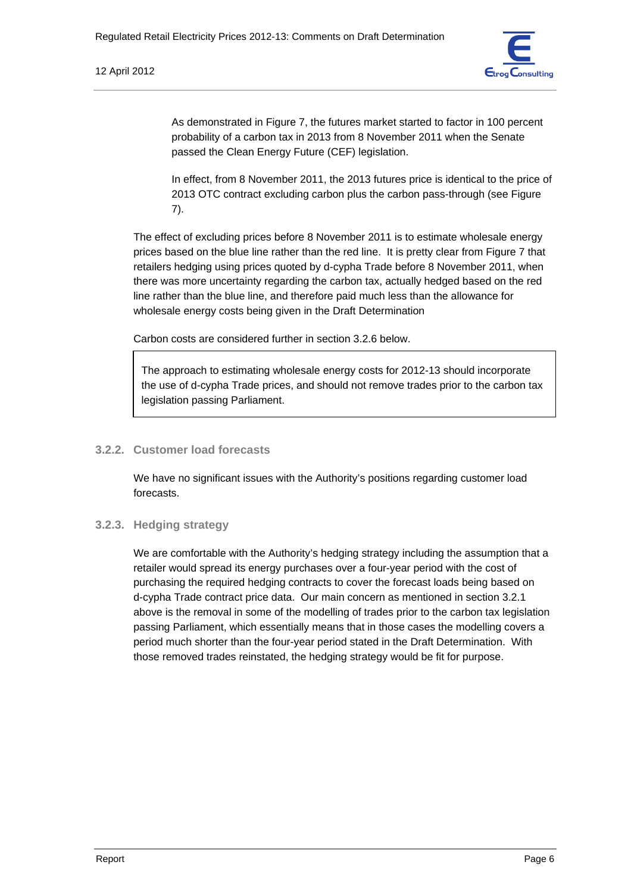As demonstrated in Figure 7, the futures market started to factor in 100 percent probability of a carbon tax in 2013 from 8 November 2011 when the Senate passed the Clean Energy Future (CEF) legislation.

In effect, from 8 November 2011, the 2013 futures price is identical to the price of 2013 OTC contract excluding carbon plus the carbon pass-through (see Figure 7).

The effect of excluding prices before 8 November 2011 is to estimate wholesale energy prices based on the blue line rather than the red line. It is pretty clear from Figure 7 that retailers hedging using prices quoted by d-cypha Trade before 8 November 2011, when there was more uncertainty regarding the carbon tax, actually hedged based on the red line rather than the blue line, and therefore paid much less than the allowance for wholesale energy costs being given in the Draft Determination

Carbon costs are considered further in section 3.2.6 below.

> The approach to estimating wholesale energy costs for 2012-13 should incorporate the use of d-cypha Trade prices, and should not remove trades prior to the carbon tax legislation passing Parliament.

### 3.2.2. Customer load forecasts

We have no significant issues with the Authority's positions regarding customer load forecasts.

### 3.2.3. Hedging strategy

We are comfortable with the Authority's hedging strategy including the assumption that a retailer would spread its energy purchases over a four-year period with the cost of purchasing the required hedging contracts to cover the forecast loads being based on d-cypha Trade contract price data. Our main concern as mentioned in section 3.2.1 above is the removal in some of the modelling of trades prior to the carbon tax legislation passing Parliament, which essentially means that in those cases the modelling covers a period much shorter than the four-year period stated in the Draft Determination. With those removed trades reinstated, the hedging strategy would be fit for purpose.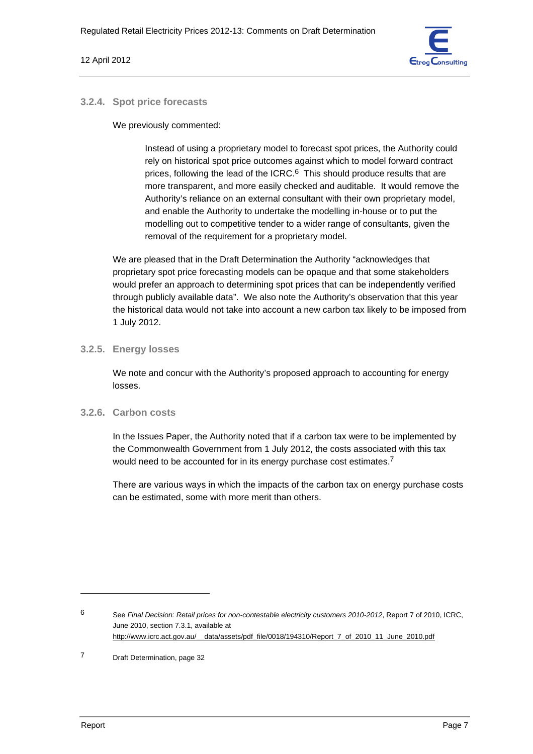### 3.2.4. Spot price forecasts

We previously commented:

> Instead of using a proprietary model to forecast spot prices, the Authority could rely on historical spot price outcomes against which to model forward contract prices, following the lead of the ICRC.[6] This should produce results that are more transparent, and more easily checked and auditable. It would remove the Authority's reliance on an external consultant with their own proprietary model, and enable the Authority to undertake the modelling in-house or to put the modelling out to competitive tender to a wider range of consultants, given the removal of the requirement for a proprietary model.

We are pleased that in the Draft Determination the Authority "acknowledges that proprietary spot price forecasting models can be opaque and that some stakeholders would prefer an approach to determining spot prices that can be independently verified through publicly available data". We also note the Authority's observation that this year the historical data would not take into account a new carbon tax likely to be imposed from 1 July 2012.

### 3.2.5. Energy losses

We note and concur with the Authority's proposed approach to accounting for energy losses.

### 3.2.6. Carbon costs

In the Issues Paper, the Authority noted that if a carbon tax were to be implemented by the Commonwealth Government from 1 July 2012, the costs associated with this tax would need to be accounted for in its energy purchase cost estimates.[7]

There are various ways in which the impacts of the carbon tax on energy purchase costs can be estimated, some with more merit than others.

---

[6] See *Final Decision: Retail prices for non-contestable electricity customers 2010-2012*, Report 7 of 2010, ICRC, June 2010, section 7.3.1, available at http://www.icrc.act.gov.au/__data/assets/pdf_file/0018/194310/Report_7_of_2010_11_June_2010.pdf

[7] Draft Determination, page 32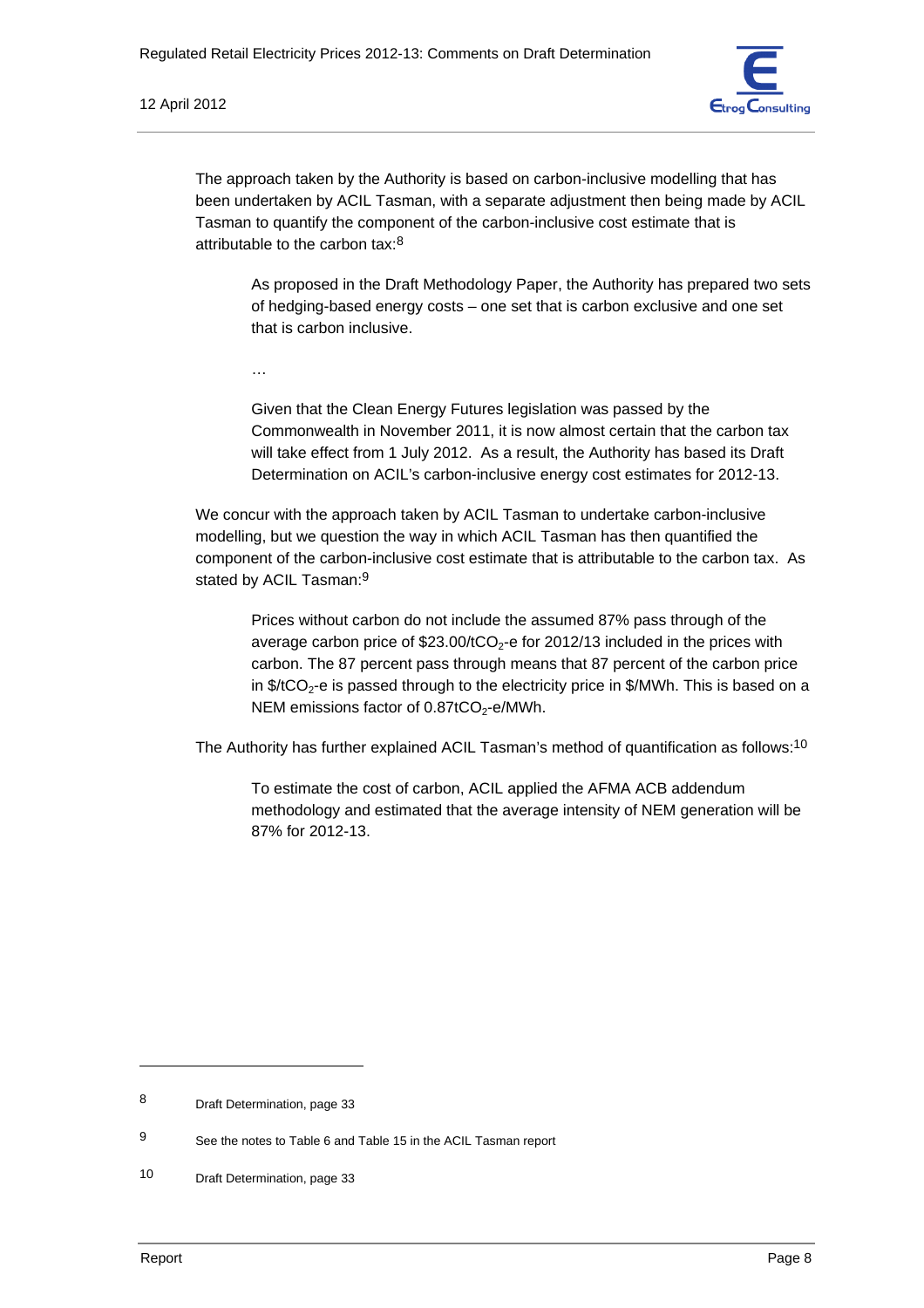The approach taken by the Authority is based on carbon-inclusive modelling that has been undertaken by ACIL Tasman, with a separate adjustment then being made by ACIL Tasman to quantify the component of the carbon-inclusive cost estimate that is attributable to the carbon tax:[8]

> As proposed in the Draft Methodology Paper, the Authority has prepared two sets of hedging-based energy costs – one set that is carbon exclusive and one set that is carbon inclusive.
>
> …
>
> Given that the Clean Energy Futures legislation was passed by the Commonwealth in November 2011, it is now almost certain that the carbon tax will take effect from 1 July 2012. As a result, the Authority has based its Draft Determination on ACIL's carbon-inclusive energy cost estimates for 2012-13.

We concur with the approach taken by ACIL Tasman to undertake carbon-inclusive modelling, but we question the way in which ACIL Tasman has then quantified the component of the carbon-inclusive cost estimate that is attributable to the carbon tax. As stated by ACIL Tasman:[9]

> Prices without carbon do not include the assumed 87% pass through of the average carbon price of \$23.00/t$CO_2$-e for 2012/13 included in the prices with carbon. The 87 percent pass through means that 87 percent of the carbon price in \$/t$CO_2$-e is passed through to the electricity price in \$/MWh. This is based on a NEM emissions factor of 0.87t$CO_2$-e/MWh.

The Authority has further explained ACIL Tasman's method of quantification as follows:[10]

> To estimate the cost of carbon, ACIL applied the AFMA ACB addendum methodology and estimated that the average intensity of NEM generation will be 87% for 2012-13.

---

8 Draft Determination, page 33

9 See the notes to Table 6 and Table 15 in the ACIL Tasman report

10 Draft Determination, page 33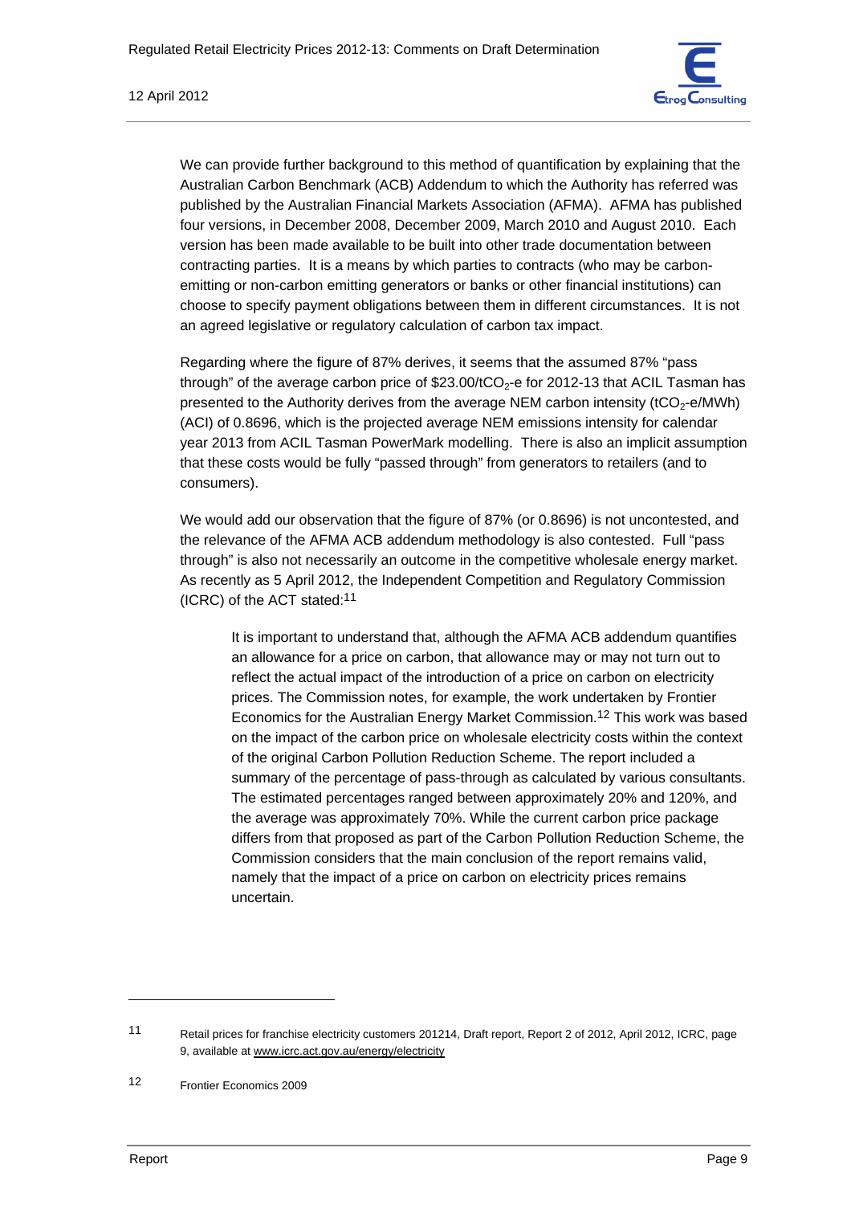We can provide further background to this method of quantification by explaining that the Australian Carbon Benchmark (ACB) Addendum to which the Authority has referred was published by the Australian Financial Markets Association (AFMA). AFMA has published four versions, in December 2008, December 2009, March 2010 and August 2010. Each version has been made available to be built into other trade documentation between contracting parties. It is a means by which parties to contracts (who may be carbon-emitting or non-carbon emitting generators or banks or other financial institutions) can choose to specify payment obligations between them in different circumstances. It is not an agreed legislative or regulatory calculation of carbon tax impact.

Regarding where the figure of 87% derives, it seems that the assumed 87% "pass through" of the average carbon price of \$23.00/t$CO_2$-e for 2012-13 that ACIL Tasman has presented to the Authority derives from the average NEM carbon intensity (t$CO_2$-e/MWh) (ACI) of 0.8696, which is the projected average NEM emissions intensity for calendar year 2013 from ACIL Tasman PowerMark modelling. There is also an implicit assumption that these costs would be fully "passed through" from generators to retailers (and to consumers).

We would add our observation that the figure of 87% (or 0.8696) is not uncontested, and the relevance of the AFMA ACB addendum methodology is also contested. Full "pass through" is also not necessarily an outcome in the competitive wholesale energy market. As recently as 5 April 2012, the Independent Competition and Regulatory Commission (ICRC) of the ACT stated:[11]

> It is important to understand that, although the AFMA ACB addendum quantifies an allowance for a price on carbon, that allowance may or may not turn out to reflect the actual impact of the introduction of a price on carbon on electricity prices. The Commission notes, for example, the work undertaken by Frontier Economics for the Australian Energy Market Commission.[12] This work was based on the impact of the carbon price on wholesale electricity costs within the context of the original Carbon Pollution Reduction Scheme. The report included a summary of the percentage of pass-through as calculated by various consultants. The estimated percentages ranged between approximately 20% and 120%, and the average was approximately 70%. While the current carbon price package differs from that proposed as part of the Carbon Pollution Reduction Scheme, the Commission considers that the main conclusion of the report remains valid, namely that the impact of a price on carbon on electricity prices remains uncertain.

---

[11] Retail prices for franchise electricity customers 201214, Draft report, Report 2 of 2012, April 2012, ICRC, page 9, available at www.icrc.act.gov.au/energy/electricity

[12] Frontier Economics 2009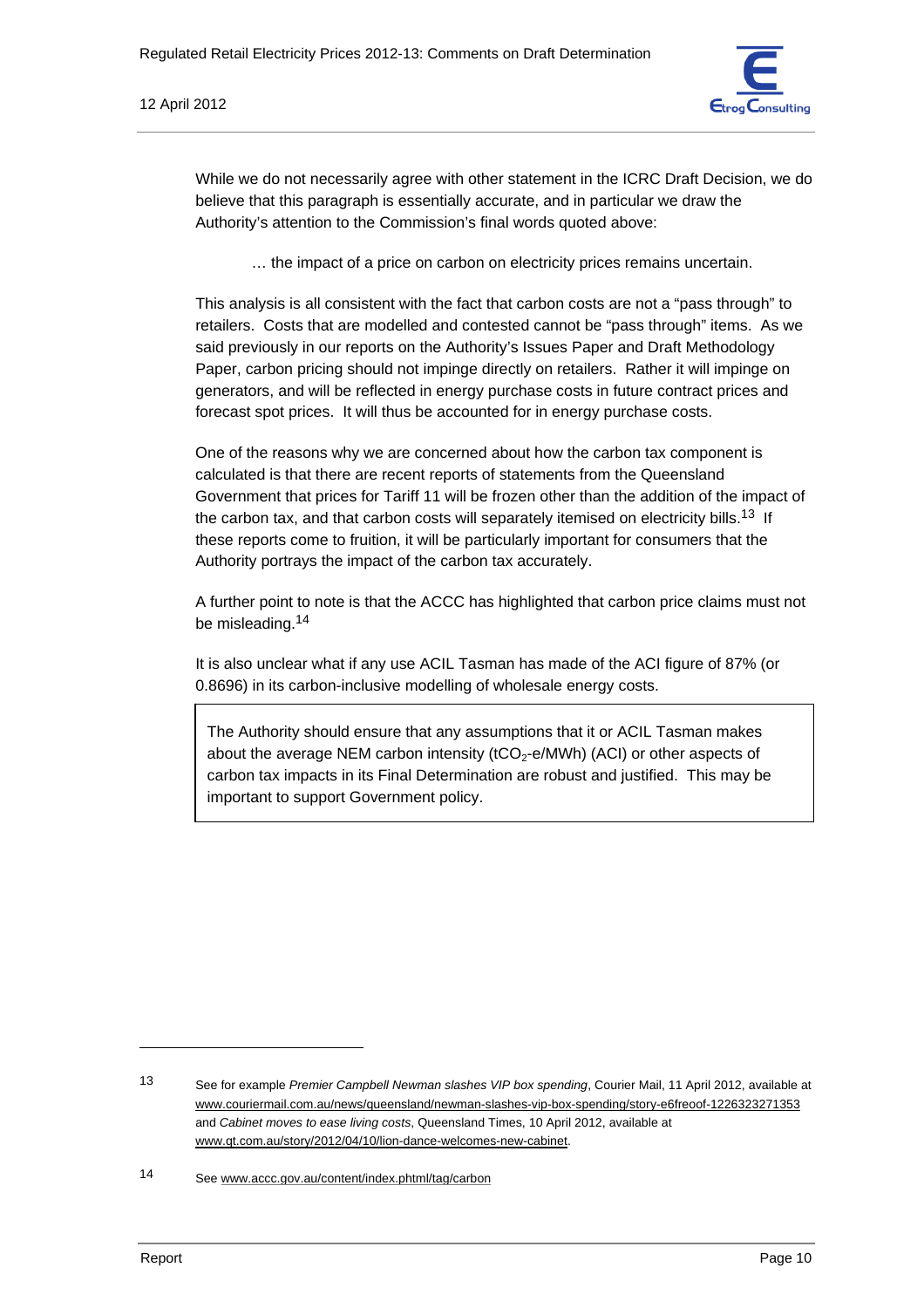While we do not necessarily agree with other statement in the ICRC Draft Decision, we do believe that this paragraph is essentially accurate, and in particular we draw the Authority's attention to the Commission's final words quoted above:

> … the impact of a price on carbon on electricity prices remains uncertain.

This analysis is all consistent with the fact that carbon costs are not a "pass through" to retailers. Costs that are modelled and contested cannot be "pass through" items. As we said previously in our reports on the Authority's Issues Paper and Draft Methodology Paper, carbon pricing should not impinge directly on retailers. Rather it will impinge on generators, and will be reflected in energy purchase costs in future contract prices and forecast spot prices. It will thus be accounted for in energy purchase costs.

One of the reasons why we are concerned about how the carbon tax component is calculated is that there are recent reports of statements from the Queensland Government that prices for Tariff 11 will be frozen other than the addition of the impact of the carbon tax, and that carbon costs will separately itemised on electricity bills.[13] If these reports come to fruition, it will be particularly important for consumers that the Authority portrays the impact of the carbon tax accurately.

A further point to note is that the ACCC has highlighted that carbon price claims must not be misleading.[14]

It is also unclear what if any use ACIL Tasman has made of the ACI figure of 87% (or 0.8696) in its carbon-inclusive modelling of wholesale energy costs.

> The Authority should ensure that any assumptions that it or ACIL Tasman makes about the average NEM carbon intensity ($tCO_2$-e/MWh) (ACI) or other aspects of carbon tax impacts in its Final Determination are robust and justified. This may be important to support Government policy.

---

13 See for example *Premier Campbell Newman slashes VIP box spending*, Courier Mail, 11 April 2012, available at www.couriermail.com.au/news/queensland/newman-slashes-vip-box-spending/story-e6freoof-1226323271353 and *Cabinet moves to ease living costs*, Queensland Times, 10 April 2012, available at www.qt.com.au/story/2012/04/10/lion-dance-welcomes-new-cabinet.

14 See www.accc.gov.au/content/index.phtml/tag/carbon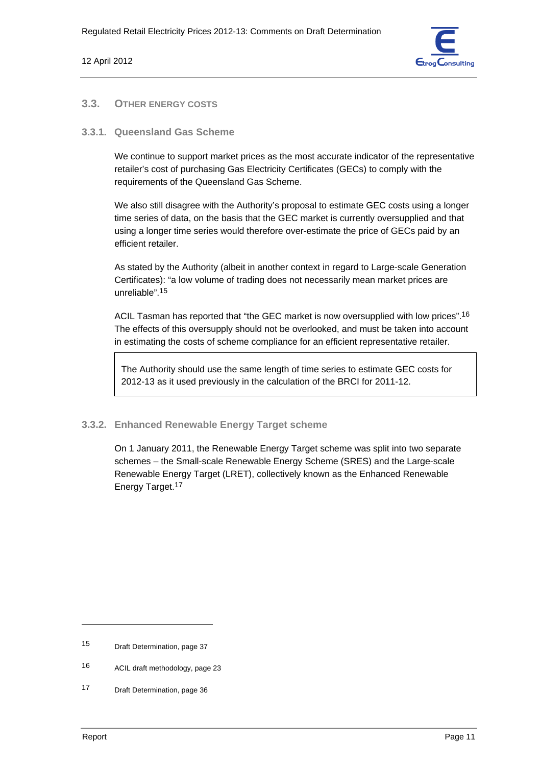## 3.3. Other Energy Costs

### 3.3.1. Queensland Gas Scheme

We continue to support market prices as the most accurate indicator of the representative retailer's cost of purchasing Gas Electricity Certificates (GECs) to comply with the requirements of the Queensland Gas Scheme.

We also still disagree with the Authority's proposal to estimate GEC costs using a longer time series of data, on the basis that the GEC market is currently oversupplied and that using a longer time series would therefore over-estimate the price of GECs paid by an efficient retailer.

As stated by the Authority (albeit in another context in regard to Large-scale Generation Certificates): "a low volume of trading does not necessarily mean market prices are unreliable".[15]

ACIL Tasman has reported that "the GEC market is now oversupplied with low prices".[16] The effects of this oversupply should not be overlooked, and must be taken into account in estimating the costs of scheme compliance for an efficient representative retailer.

> The Authority should use the same length of time series to estimate GEC costs for 2012-13 as it used previously in the calculation of the BRCI for 2011-12.

### 3.3.2. Enhanced Renewable Energy Target scheme

On 1 January 2011, the Renewable Energy Target scheme was split into two separate schemes – the Small-scale Renewable Energy Scheme (SRES) and the Large-scale Renewable Energy Target (LRET), collectively known as the Enhanced Renewable Energy Target.[17]

---

15 Draft Determination, page 37

16 ACIL draft methodology, page 23

17 Draft Determination, page 36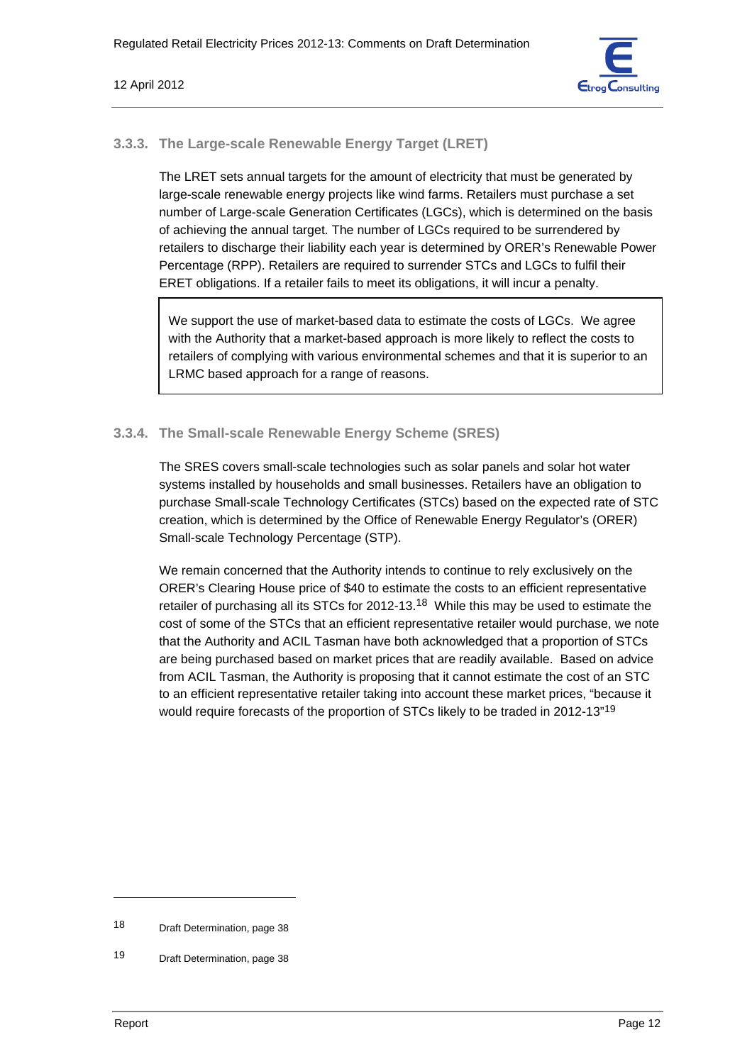### 3.3.3. The Large-scale Renewable Energy Target (LRET)

The LRET sets annual targets for the amount of electricity that must be generated by large-scale renewable energy projects like wind farms. Retailers must purchase a set number of Large-scale Generation Certificates (LGCs), which is determined on the basis of achieving the annual target. The number of LGCs required to be surrendered by retailers to discharge their liability each year is determined by ORER's Renewable Power Percentage (RPP). Retailers are required to surrender STCs and LGCs to fulfil their ERET obligations. If a retailer fails to meet its obligations, it will incur a penalty.

> We support the use of market-based data to estimate the costs of LGCs. We agree with the Authority that a market-based approach is more likely to reflect the costs to retailers of complying with various environmental schemes and that it is superior to an LRMC based approach for a range of reasons.

### 3.3.4. The Small-scale Renewable Energy Scheme (SRES)

The SRES covers small-scale technologies such as solar panels and solar hot water systems installed by households and small businesses. Retailers have an obligation to purchase Small-scale Technology Certificates (STCs) based on the expected rate of STC creation, which is determined by the Office of Renewable Energy Regulator's (ORER) Small-scale Technology Percentage (STP).

We remain concerned that the Authority intends to continue to rely exclusively on the ORER's Clearing House price of $40 to estimate the costs to an efficient representative retailer of purchasing all its STCs for 2012-13.[18] While this may be used to estimate the cost of some of the STCs that an efficient representative retailer would purchase, we note that the Authority and ACIL Tasman have both acknowledged that a proportion of STCs are being purchased based on market prices that are readily available. Based on advice from ACIL Tasman, the Authority is proposing that it cannot estimate the cost of an STC to an efficient representative retailer taking into account these market prices, "because it would require forecasts of the proportion of STCs likely to be traded in 2012-13"[19]

---

18 Draft Determination, page 38

19 Draft Determination, page 38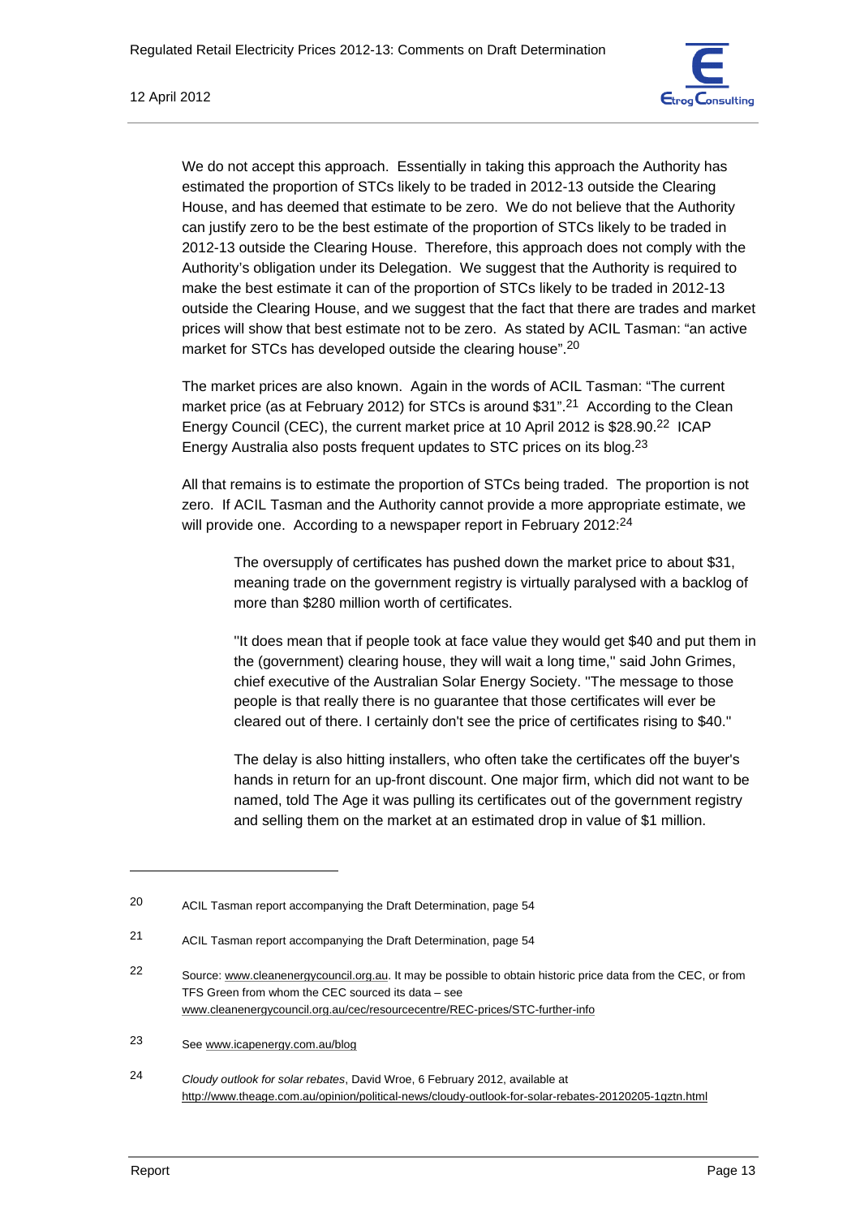We do not accept this approach. Essentially in taking this approach the Authority has estimated the proportion of STCs likely to be traded in 2012-13 outside the Clearing House, and has deemed that estimate to be zero. We do not believe that the Authority can justify zero to be the best estimate of the proportion of STCs likely to be traded in 2012-13 outside the Clearing House. Therefore, this approach does not comply with the Authority's obligation under its Delegation. We suggest that the Authority is required to make the best estimate it can of the proportion of STCs likely to be traded in 2012-13 outside the Clearing House, and we suggest that the fact that there are trades and market prices will show that best estimate not to be zero. As stated by ACIL Tasman: "an active market for STCs has developed outside the clearing house".[20]

The market prices are also known. Again in the words of ACIL Tasman: "The current market price (as at February 2012) for STCs is around $31".[21] According to the Clean Energy Council (CEC), the current market price at 10 April 2012 is $28.90.[22] ICAP Energy Australia also posts frequent updates to STC prices on its blog.[23]

All that remains is to estimate the proportion of STCs being traded. The proportion is not zero. If ACIL Tasman and the Authority cannot provide a more appropriate estimate, we will provide one. According to a newspaper report in February 2012:[24]

> The oversupply of certificates has pushed down the market price to about $31, meaning trade on the government registry is virtually paralysed with a backlog of more than $280 million worth of certificates.
>
> ''It does mean that if people took at face value they would get $40 and put them in the (government) clearing house, they will wait a long time,'' said John Grimes, chief executive of the Australian Solar Energy Society. ''The message to those people is that really there is no guarantee that those certificates will ever be cleared out of there. I certainly don't see the price of certificates rising to $40.''
>
> The delay is also hitting installers, who often take the certificates off the buyer's hands in return for an up-front discount. One major firm, which did not want to be named, told The Age it was pulling its certificates out of the government registry and selling them on the market at an estimated drop in value of $1 million.

---

[20] ACIL Tasman report accompanying the Draft Determination, page 54

[21] ACIL Tasman report accompanying the Draft Determination, page 54

[22] Source: www.cleanenergycouncil.org.au. It may be possible to obtain historic price data from the CEC, or from TFS Green from whom the CEC sourced its data – see www.cleanenergycouncil.org.au/cec/resourcecentre/REC-prices/STC-further-info

[23] See www.icapenergy.com.au/blog

[24] *Cloudy outlook for solar rebates*, David Wroe, 6 February 2012, available at http://www.theage.com.au/opinion/political-news/cloudy-outlook-for-solar-rebates-20120205-1qztn.html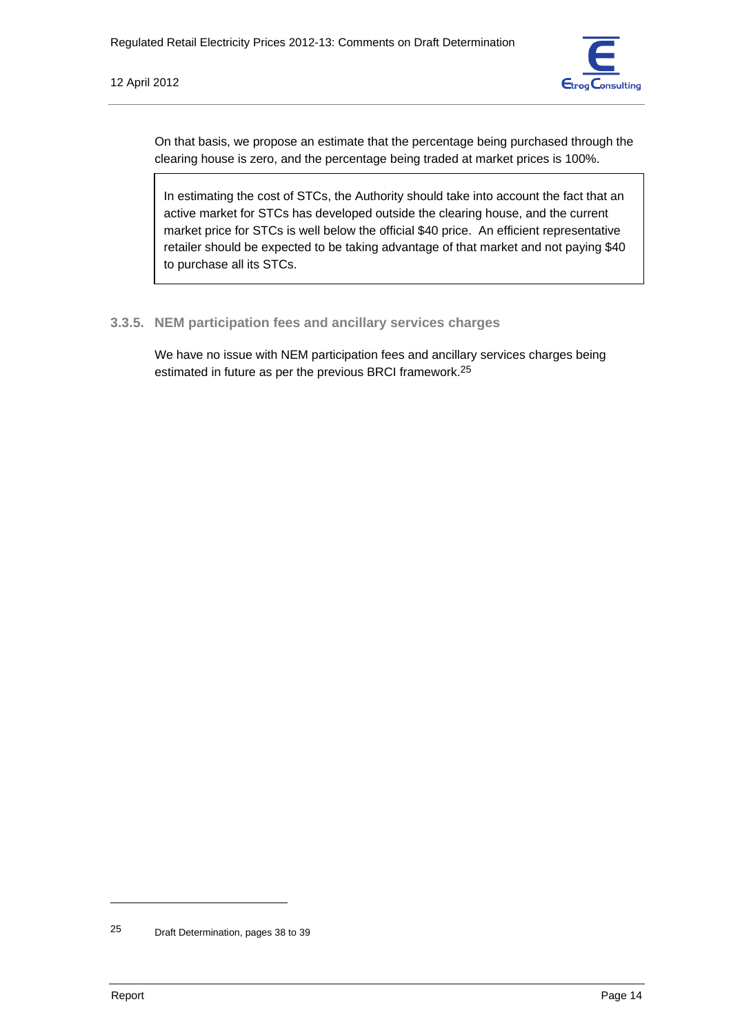On that basis, we propose an estimate that the percentage being purchased through the clearing house is zero, and the percentage being traded at market prices is 100%.

> In estimating the cost of STCs, the Authority should take into account the fact that an active market for STCs has developed outside the clearing house, and the current market price for STCs is well below the official $40 price. An efficient representative retailer should be expected to be taking advantage of that market and not paying $40 to purchase all its STCs.

### 3.3.5. NEM participation fees and ancillary services charges

We have no issue with NEM participation fees and ancillary services charges being estimated in future as per the previous BRCI framework.[25]

---

[25] Draft Determination, pages 38 to 39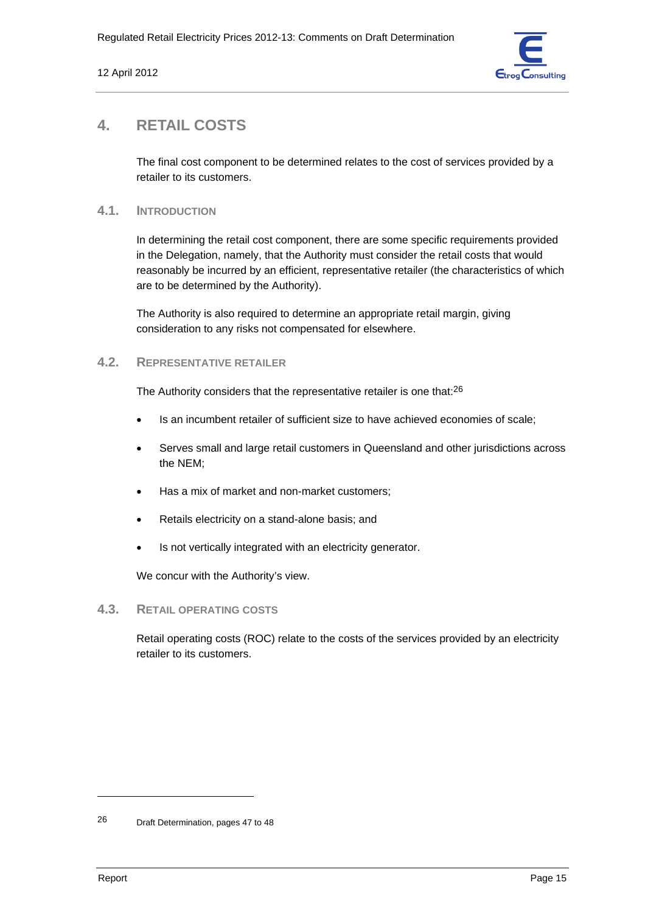# 4. RETAIL COSTS

The final cost component to be determined relates to the cost of services provided by a retailer to its customers.

## 4.1. INTRODUCTION

In determining the retail cost component, there are some specific requirements provided in the Delegation, namely, that the Authority must consider the retail costs that would reasonably be incurred by an efficient, representative retailer (the characteristics of which are to be determined by the Authority).

The Authority is also required to determine an appropriate retail margin, giving consideration to any risks not compensated for elsewhere.

## 4.2. REPRESENTATIVE RETAILER

The Authority considers that the representative retailer is one that:[26]

- Is an incumbent retailer of sufficient size to have achieved economies of scale;
- Serves small and large retail customers in Queensland and other jurisdictions across the NEM;
- Has a mix of market and non-market customers;
- Retails electricity on a stand-alone basis; and
- Is not vertically integrated with an electricity generator.

We concur with the Authority's view.

## 4.3. RETAIL OPERATING COSTS

Retail operating costs (ROC) relate to the costs of the services provided by an electricity retailer to its customers.

---

26 Draft Determination, pages 47 to 48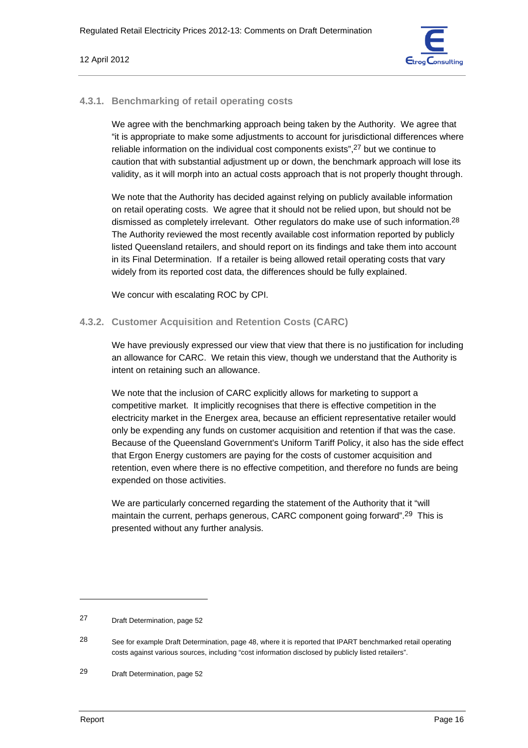### 4.3.1. Benchmarking of retail operating costs

We agree with the benchmarking approach being taken by the Authority. We agree that "it is appropriate to make some adjustments to account for jurisdictional differences where reliable information on the individual cost components exists",[27] but we continue to caution that with substantial adjustment up or down, the benchmark approach will lose its validity, as it will morph into an actual costs approach that is not properly thought through.

We note that the Authority has decided against relying on publicly available information on retail operating costs. We agree that it should not be relied upon, but should not be dismissed as completely irrelevant. Other regulators do make use of such information.[28] The Authority reviewed the most recently available cost information reported by publicly listed Queensland retailers, and should report on its findings and take them into account in its Final Determination. If a retailer is being allowed retail operating costs that vary widely from its reported cost data, the differences should be fully explained.

We concur with escalating ROC by CPI.

### 4.3.2. Customer Acquisition and Retention Costs (CARC)

We have previously expressed our view that view that there is no justification for including an allowance for CARC. We retain this view, though we understand that the Authority is intent on retaining such an allowance.

We note that the inclusion of CARC explicitly allows for marketing to support a competitive market. It implicitly recognises that there is effective competition in the electricity market in the Energex area, because an efficient representative retailer would only be expending any funds on customer acquisition and retention if that was the case. Because of the Queensland Government's Uniform Tariff Policy, it also has the side effect that Ergon Energy customers are paying for the costs of customer acquisition and retention, even where there is no effective competition, and therefore no funds are being expended on those activities.

We are particularly concerned regarding the statement of the Authority that it "will maintain the current, perhaps generous, CARC component going forward".[29] This is presented without any further analysis.

---

27 Draft Determination, page 52

28 See for example Draft Determination, page 48, where it is reported that IPART benchmarked retail operating costs against various sources, including "cost information disclosed by publicly listed retailers".

29 Draft Determination, page 52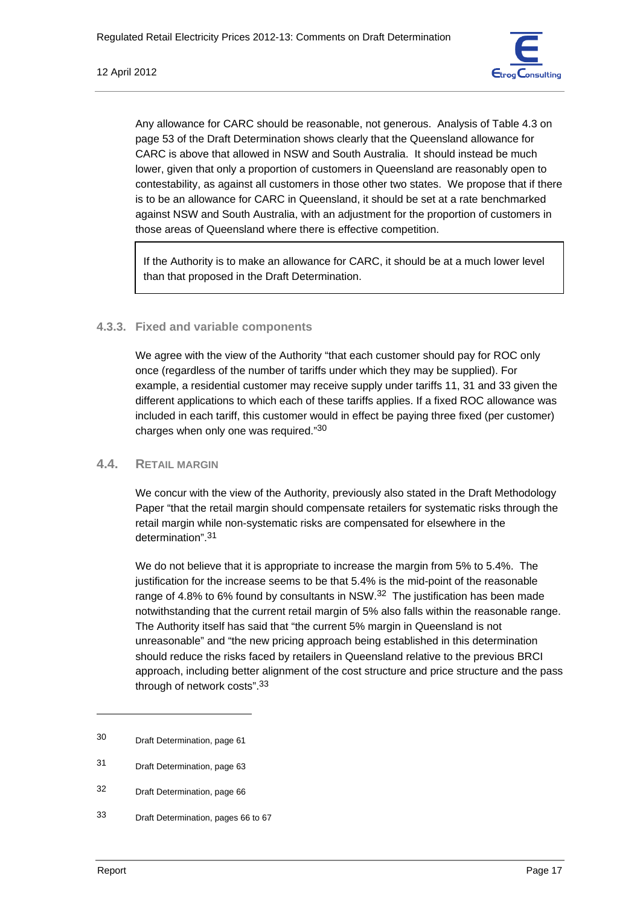Any allowance for CARC should be reasonable, not generous. Analysis of Table 4.3 on page 53 of the Draft Determination shows clearly that the Queensland allowance for CARC is above that allowed in NSW and South Australia. It should instead be much lower, given that only a proportion of customers in Queensland are reasonably open to contestability, as against all customers in those other two states. We propose that if there is to be an allowance for CARC in Queensland, it should be set at a rate benchmarked against NSW and South Australia, with an adjustment for the proportion of customers in those areas of Queensland where there is effective competition.

> If the Authority is to make an allowance for CARC, it should be at a much lower level than that proposed in the Draft Determination.

### 4.3.3. Fixed and variable components

We agree with the view of the Authority "that each customer should pay for ROC only once (regardless of the number of tariffs under which they may be supplied). For example, a residential customer may receive supply under tariffs 11, 31 and 33 given the different applications to which each of these tariffs applies. If a fixed ROC allowance was included in each tariff, this customer would in effect be paying three fixed (per customer) charges when only one was required."[30]

## 4.4. Retail Margin

We concur with the view of the Authority, previously also stated in the Draft Methodology Paper "that the retail margin should compensate retailers for systematic risks through the retail margin while non-systematic risks are compensated for elsewhere in the determination".[31]

We do not believe that it is appropriate to increase the margin from 5% to 5.4%. The justification for the increase seems to be that 5.4% is the mid-point of the reasonable range of 4.8% to 6% found by consultants in NSW.[32] The justification has been made notwithstanding that the current retail margin of 5% also falls within the reasonable range. The Authority itself has said that "the current 5% margin in Queensland is not unreasonable" and "the new pricing approach being established in this determination should reduce the risks faced by retailers in Queensland relative to the previous BRCI approach, including better alignment of the cost structure and price structure and the pass through of network costs".[33]

---

30 Draft Determination, page 61

31 Draft Determination, page 63

32 Draft Determination, page 66

33 Draft Determination, pages 66 to 67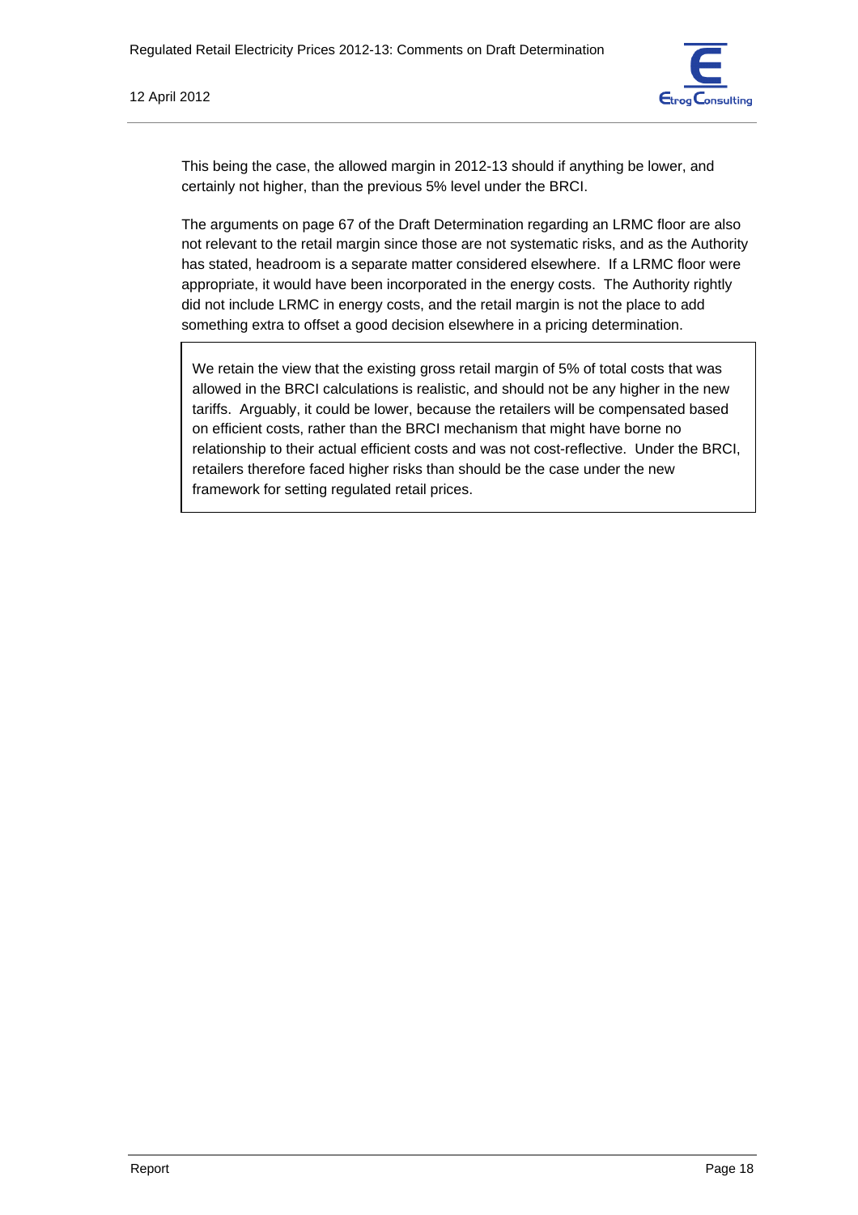This being the case, the allowed margin in 2012-13 should if anything be lower, and certainly not higher, than the previous 5% level under the BRCI.

The arguments on page 67 of the Draft Determination regarding an LRMC floor are also not relevant to the retail margin since those are not systematic risks, and as the Authority has stated, headroom is a separate matter considered elsewhere. If a LRMC floor were appropriate, it would have been incorporated in the energy costs. The Authority rightly did not include LRMC in energy costs, and the retail margin is not the place to add something extra to offset a good decision elsewhere in a pricing determination.

> We retain the view that the existing gross retail margin of 5% of total costs that was allowed in the BRCI calculations is realistic, and should not be any higher in the new tariffs. Arguably, it could be lower, because the retailers will be compensated based on efficient costs, rather than the BRCI mechanism that might have borne no relationship to their actual efficient costs and was not cost-reflective. Under the BRCI, retailers therefore faced higher risks than should be the case under the new framework for setting regulated retail prices.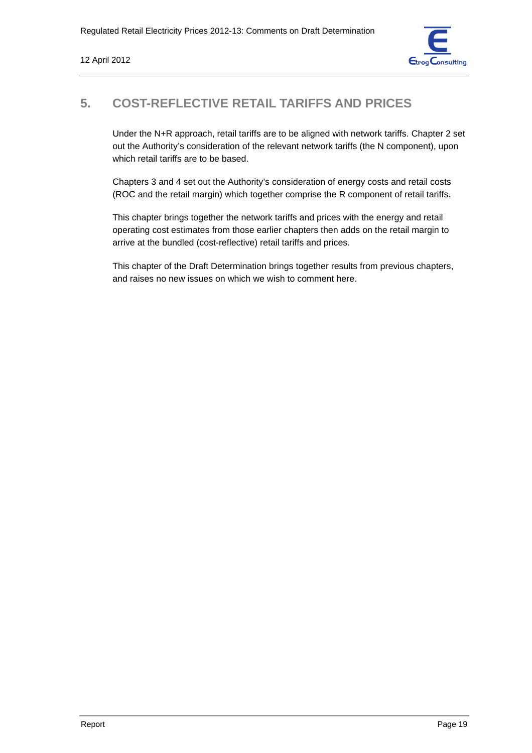# 5. COST-REFLECTIVE RETAIL TARIFFS AND PRICES

Under the N+R approach, retail tariffs are to be aligned with network tariffs. Chapter 2 set out the Authority's consideration of the relevant network tariffs (the N component), upon which retail tariffs are to be based.

Chapters 3 and 4 set out the Authority's consideration of energy costs and retail costs (ROC and the retail margin) which together comprise the R component of retail tariffs.

This chapter brings together the network tariffs and prices with the energy and retail operating cost estimates from those earlier chapters then adds on the retail margin to arrive at the bundled (cost-reflective) retail tariffs and prices.

This chapter of the Draft Determination brings together results from previous chapters, and raises no new issues on which we wish to comment here.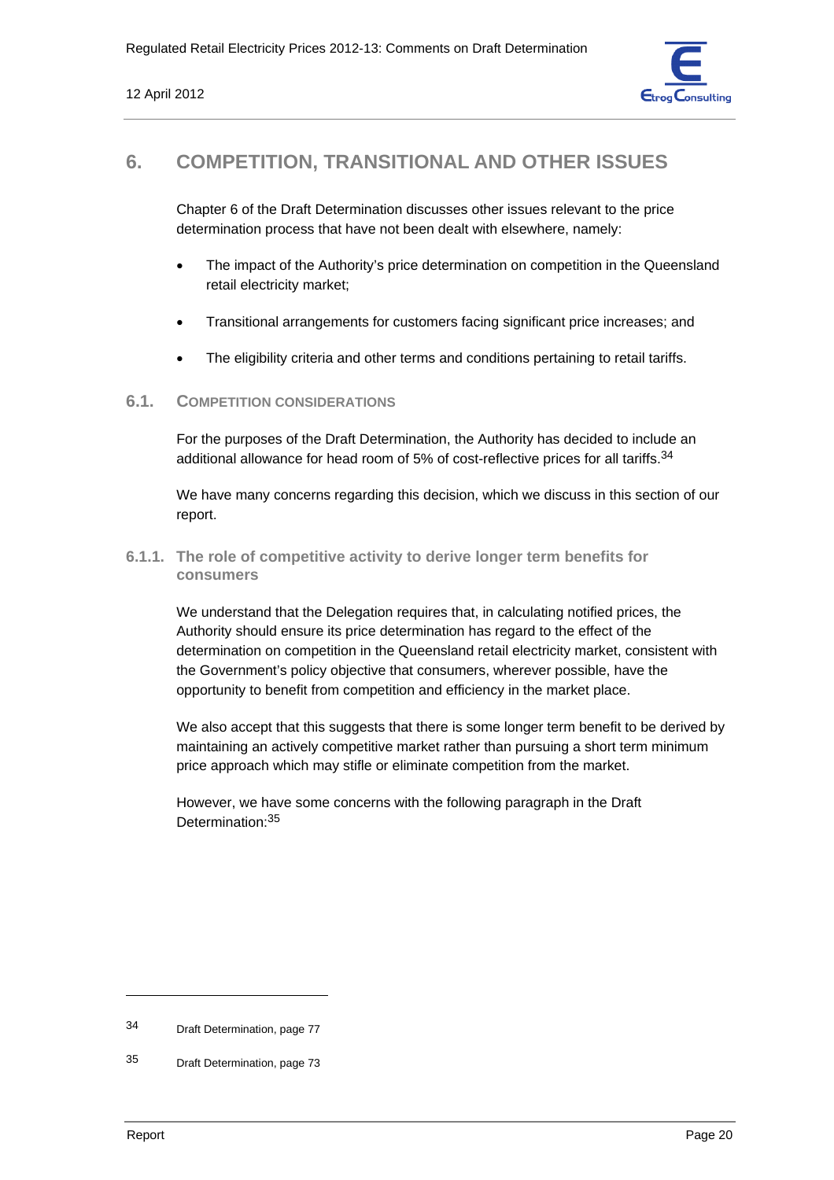# 6. COMPETITION, TRANSITIONAL AND OTHER ISSUES

Chapter 6 of the Draft Determination discusses other issues relevant to the price determination process that have not been dealt with elsewhere, namely:

- The impact of the Authority's price determination on competition in the Queensland retail electricity market;
- Transitional arrangements for customers facing significant price increases; and
- The eligibility criteria and other terms and conditions pertaining to retail tariffs.

## 6.1. COMPETITION CONSIDERATIONS

For the purposes of the Draft Determination, the Authority has decided to include an additional allowance for head room of 5% of cost-reflective prices for all tariffs.[34]

We have many concerns regarding this decision, which we discuss in this section of our report.

### 6.1.1. The role of competitive activity to derive longer term benefits for consumers

We understand that the Delegation requires that, in calculating notified prices, the Authority should ensure its price determination has regard to the effect of the determination on competition in the Queensland retail electricity market, consistent with the Government's policy objective that consumers, wherever possible, have the opportunity to benefit from competition and efficiency in the market place.

We also accept that this suggests that there is some longer term benefit to be derived by maintaining an actively competitive market rather than pursuing a short term minimum price approach which may stifle or eliminate competition from the market.

However, we have some concerns with the following paragraph in the Draft Determination:[35]

---

34 Draft Determination, page 77

35 Draft Determination, page 73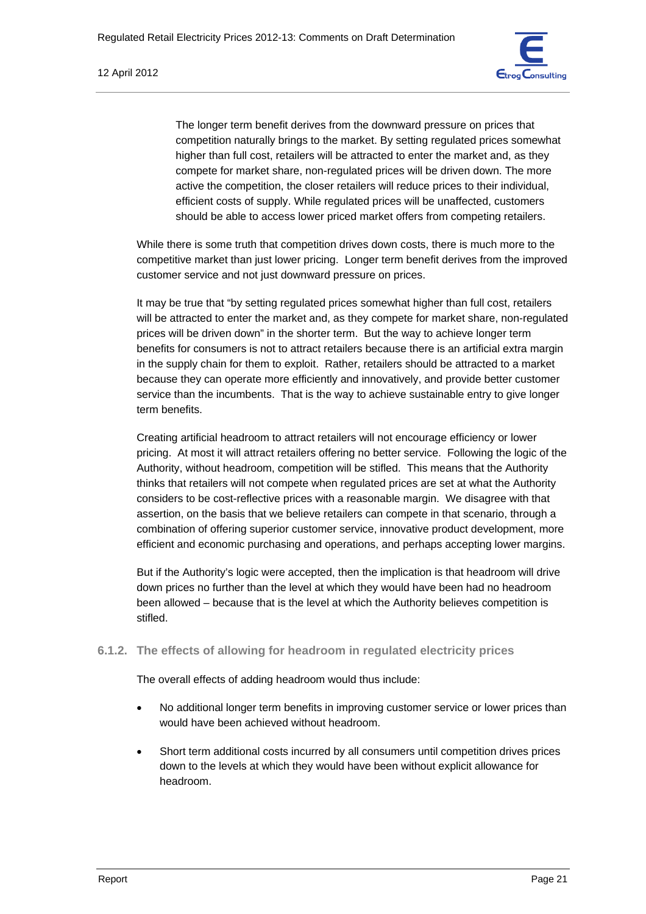> The longer term benefit derives from the downward pressure on prices that competition naturally brings to the market. By setting regulated prices somewhat higher than full cost, retailers will be attracted to enter the market and, as they compete for market share, non-regulated prices will be driven down. The more active the competition, the closer retailers will reduce prices to their individual, efficient costs of supply. While regulated prices will be unaffected, customers should be able to access lower priced market offers from competing retailers.

While there is some truth that competition drives down costs, there is much more to the competitive market than just lower pricing. Longer term benefit derives from the improved customer service and not just downward pressure on prices.

It may be true that "by setting regulated prices somewhat higher than full cost, retailers will be attracted to enter the market and, as they compete for market share, non-regulated prices will be driven down" in the shorter term. But the way to achieve longer term benefits for consumers is not to attract retailers because there is an artificial extra margin in the supply chain for them to exploit. Rather, retailers should be attracted to a market because they can operate more efficiently and innovatively, and provide better customer service than the incumbents. That is the way to achieve sustainable entry to give longer term benefits.

Creating artificial headroom to attract retailers will not encourage efficiency or lower pricing. At most it will attract retailers offering no better service. Following the logic of the Authority, without headroom, competition will be stifled. This means that the Authority thinks that retailers will not compete when regulated prices are set at what the Authority considers to be cost-reflective prices with a reasonable margin. We disagree with that assertion, on the basis that we believe retailers can compete in that scenario, through a combination of offering superior customer service, innovative product development, more efficient and economic purchasing and operations, and perhaps accepting lower margins.

But if the Authority's logic were accepted, then the implication is that headroom will drive down prices no further than the level at which they would have been had no headroom been allowed – because that is the level at which the Authority believes competition is stifled.

### 6.1.2. The effects of allowing for headroom in regulated electricity prices

The overall effects of adding headroom would thus include:

- No additional longer term benefits in improving customer service or lower prices than would have been achieved without headroom.
- Short term additional costs incurred by all consumers until competition drives prices down to the levels at which they would have been without explicit allowance for headroom.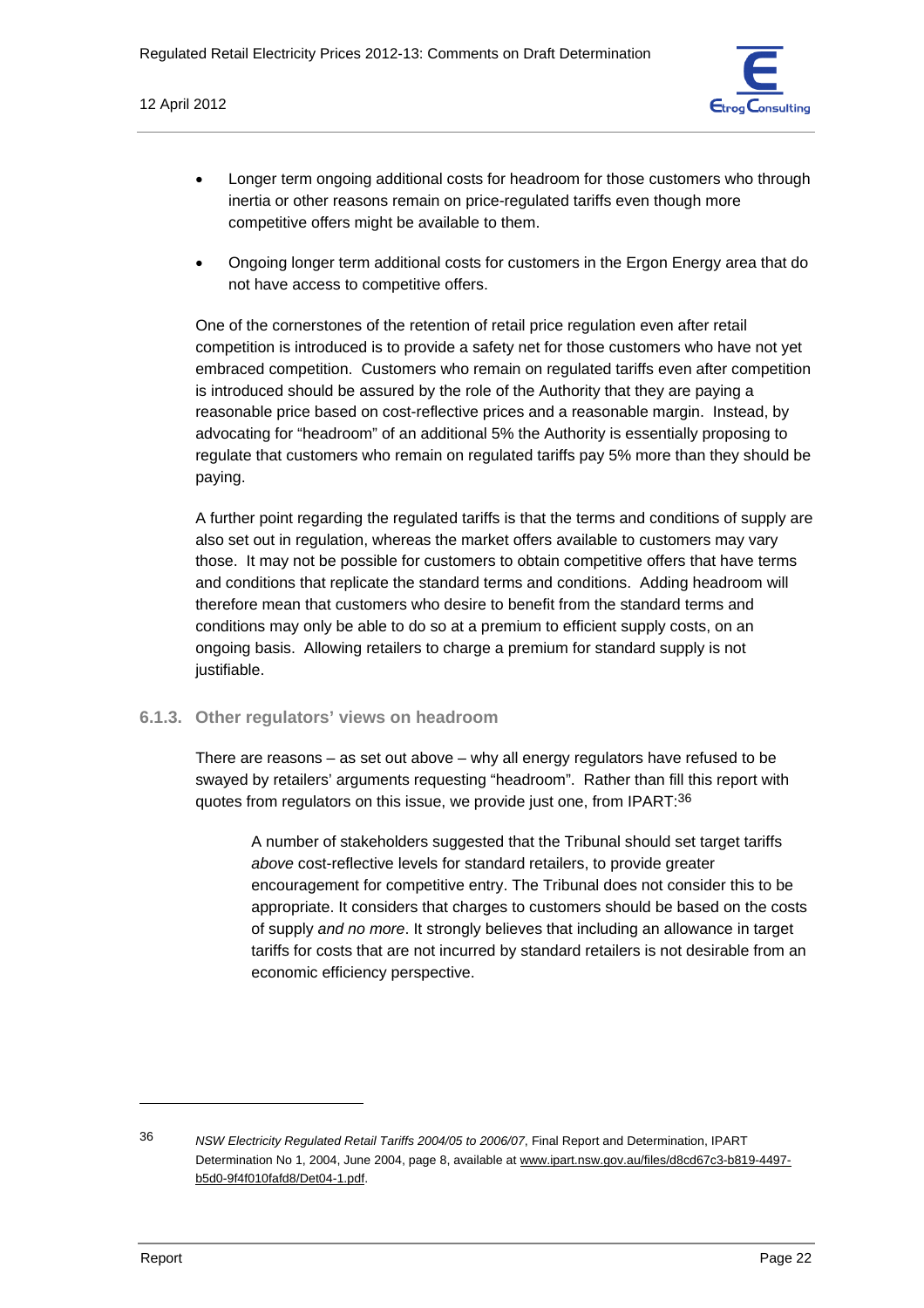- Longer term ongoing additional costs for headroom for those customers who through inertia or other reasons remain on price-regulated tariffs even though more competitive offers might be available to them.
- Ongoing longer term additional costs for customers in the Ergon Energy area that do not have access to competitive offers.

One of the cornerstones of the retention of retail price regulation even after retail competition is introduced is to provide a safety net for those customers who have not yet embraced competition. Customers who remain on regulated tariffs even after competition is introduced should be assured by the role of the Authority that they are paying a reasonable price based on cost-reflective prices and a reasonable margin. Instead, by advocating for "headroom" of an additional 5% the Authority is essentially proposing to regulate that customers who remain on regulated tariffs pay 5% more than they should be paying.

A further point regarding the regulated tariffs is that the terms and conditions of supply are also set out in regulation, whereas the market offers available to customers may vary those. It may not be possible for customers to obtain competitive offers that have terms and conditions that replicate the standard terms and conditions. Adding headroom will therefore mean that customers who desire to benefit from the standard terms and conditions may only be able to do so at a premium to efficient supply costs, on an ongoing basis. Allowing retailers to charge a premium for standard supply is not justifiable.

### 6.1.3. Other regulators' views on headroom

There are reasons – as set out above – why all energy regulators have refused to be swayed by retailers' arguments requesting "headroom". Rather than fill this report with quotes from regulators on this issue, we provide just one, from IPART:[36]

> A number of stakeholders suggested that the Tribunal should set target tariffs *above* cost-reflective levels for standard retailers, to provide greater encouragement for competitive entry. The Tribunal does not consider this to be appropriate. It considers that charges to customers should be based on the costs of supply *and no more*. It strongly believes that including an allowance in target tariffs for costs that are not incurred by standard retailers is not desirable from an economic efficiency perspective.

---

36 *NSW Electricity Regulated Retail Tariffs 2004/05 to 2006/07*, Final Report and Determination, IPART Determination No 1, 2004, June 2004, page 8, available at www.ipart.nsw.gov.au/files/d8cd67c3-b819-4497-b5d0-9f4f010fafd8/Det04-1.pdf.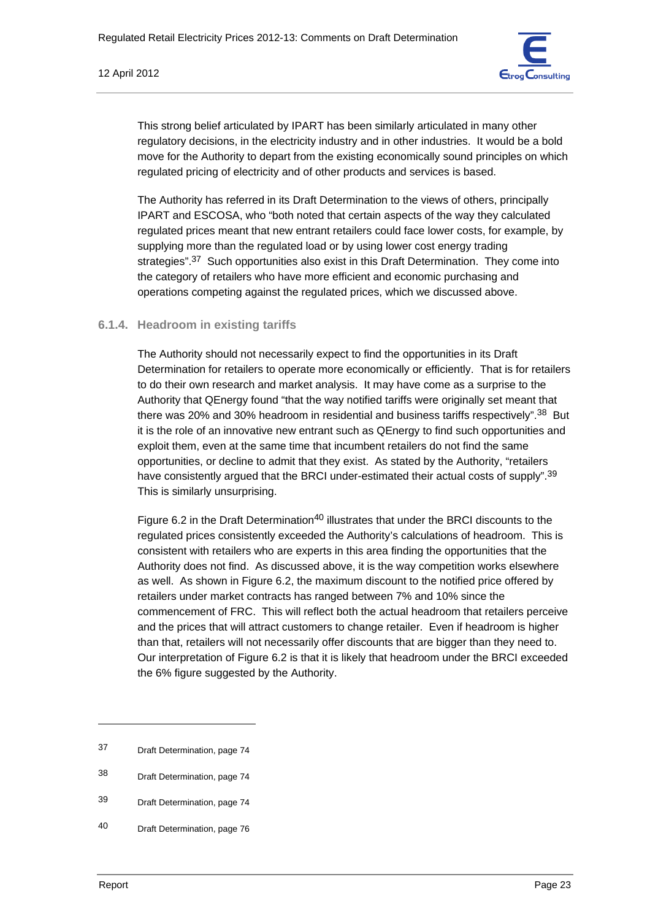This strong belief articulated by IPART has been similarly articulated in many other regulatory decisions, in the electricity industry and in other industries. It would be a bold move for the Authority to depart from the existing economically sound principles on which regulated pricing of electricity and of other products and services is based.

The Authority has referred in its Draft Determination to the views of others, principally IPART and ESCOSA, who "both noted that certain aspects of the way they calculated regulated prices meant that new entrant retailers could face lower costs, for example, by supplying more than the regulated load or by using lower cost energy trading strategies".[37] Such opportunities also exist in this Draft Determination. They come into the category of retailers who have more efficient and economic purchasing and operations competing against the regulated prices, which we discussed above.

### 6.1.4. Headroom in existing tariffs

The Authority should not necessarily expect to find the opportunities in its Draft Determination for retailers to operate more economically or efficiently. That is for retailers to do their own research and market analysis. It may have come as a surprise to the Authority that QEnergy found "that the way notified tariffs were originally set meant that there was 20% and 30% headroom in residential and business tariffs respectively".[38] But it is the role of an innovative new entrant such as QEnergy to find such opportunities and exploit them, even at the same time that incumbent retailers do not find the same opportunities, or decline to admit that they exist. As stated by the Authority, "retailers have consistently argued that the BRCI under-estimated their actual costs of supply".[39] This is similarly unsurprising.

Figure 6.2 in the Draft Determination[40] illustrates that under the BRCI discounts to the regulated prices consistently exceeded the Authority's calculations of headroom. This is consistent with retailers who are experts in this area finding the opportunities that the Authority does not find. As discussed above, it is the way competition works elsewhere as well. As shown in Figure 6.2, the maximum discount to the notified price offered by retailers under market contracts has ranged between 7% and 10% since the commencement of FRC. This will reflect both the actual headroom that retailers perceive and the prices that will attract customers to change retailer. Even if headroom is higher than that, retailers will not necessarily offer discounts that are bigger than they need to. Our interpretation of Figure 6.2 is that it is likely that headroom under the BRCI exceeded the 6% figure suggested by the Authority.

---

37 Draft Determination, page 74

38 Draft Determination, page 74

39 Draft Determination, page 74

40 Draft Determination, page 76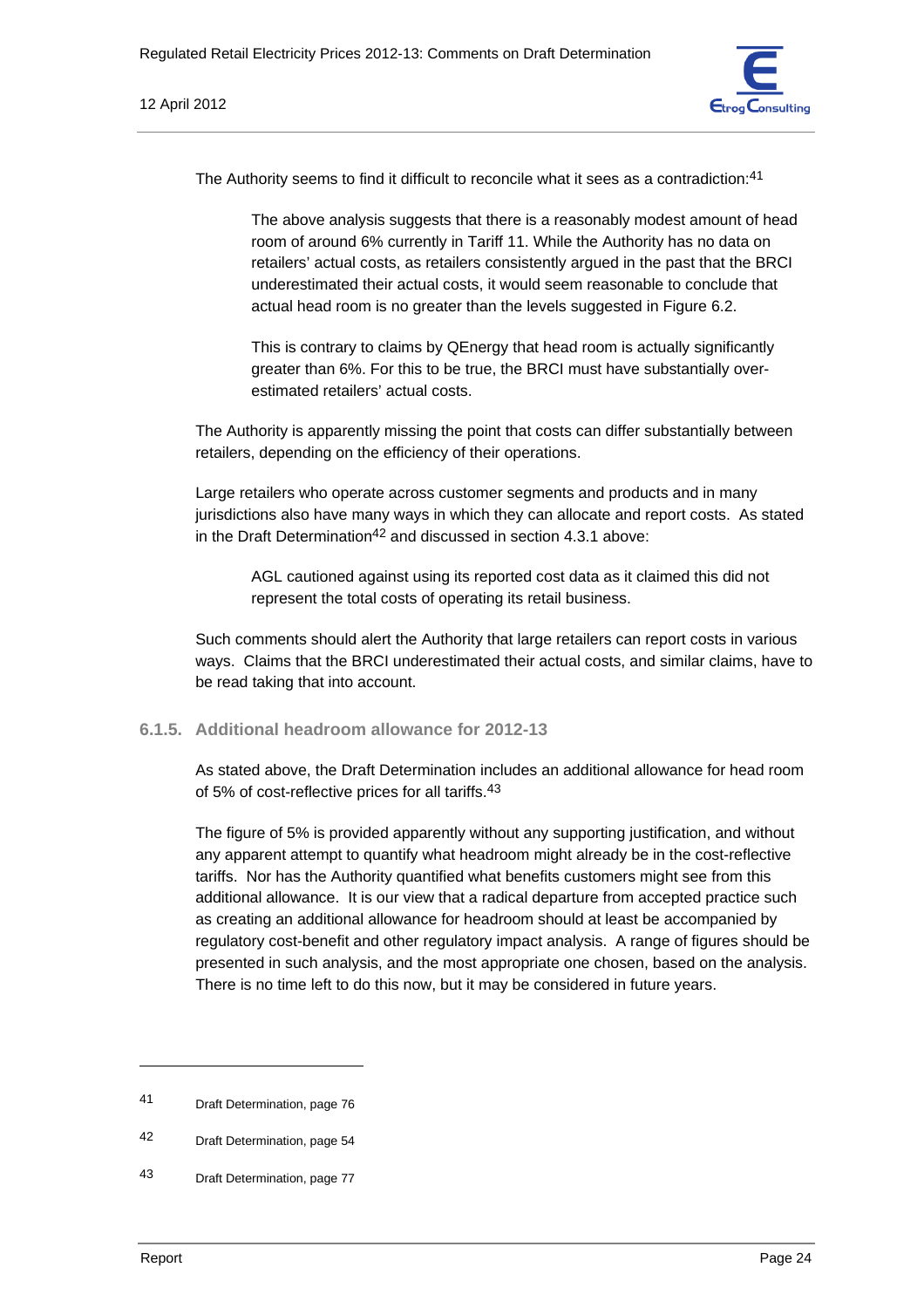The Authority seems to find it difficult to reconcile what it sees as a contradiction:[41]

> The above analysis suggests that there is a reasonably modest amount of head room of around 6% currently in Tariff 11. While the Authority has no data on retailers' actual costs, as retailers consistently argued in the past that the BRCI underestimated their actual costs, it would seem reasonable to conclude that actual head room is no greater than the levels suggested in Figure 6.2.
>
> This is contrary to claims by QEnergy that head room is actually significantly greater than 6%. For this to be true, the BRCI must have substantially over-estimated retailers' actual costs.

The Authority is apparently missing the point that costs can differ substantially between retailers, depending on the efficiency of their operations.

Large retailers who operate across customer segments and products and in many jurisdictions also have many ways in which they can allocate and report costs. As stated in the Draft Determination[42] and discussed in section 4.3.1 above:

> AGL cautioned against using its reported cost data as it claimed this did not represent the total costs of operating its retail business.

Such comments should alert the Authority that large retailers can report costs in various ways. Claims that the BRCI underestimated their actual costs, and similar claims, have to be read taking that into account.

### 6.1.5. Additional headroom allowance for 2012-13

As stated above, the Draft Determination includes an additional allowance for head room of 5% of cost-reflective prices for all tariffs.[43]

The figure of 5% is provided apparently without any supporting justification, and without any apparent attempt to quantify what headroom might already be in the cost-reflective tariffs. Nor has the Authority quantified what benefits customers might see from this additional allowance. It is our view that a radical departure from accepted practice such as creating an additional allowance for headroom should at least be accompanied by regulatory cost-benefit and other regulatory impact analysis. A range of figures should be presented in such analysis, and the most appropriate one chosen, based on the analysis. There is no time left to do this now, but it may be considered in future years.

---

[41] Draft Determination, page 76

[42] Draft Determination, page 54

[43] Draft Determination, page 77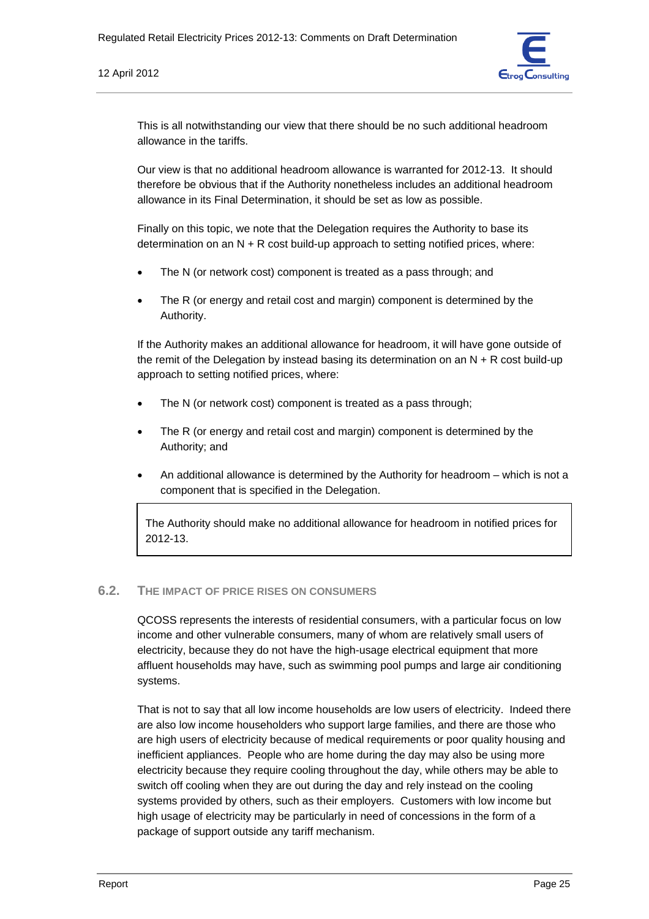This is all notwithstanding our view that there should be no such additional headroom allowance in the tariffs.

Our view is that no additional headroom allowance is warranted for 2012-13. It should therefore be obvious that if the Authority nonetheless includes an additional headroom allowance in its Final Determination, it should be set as low as possible.

Finally on this topic, we note that the Delegation requires the Authority to base its determination on an N + R cost build-up approach to setting notified prices, where:

- The N (or network cost) component is treated as a pass through; and
- The R (or energy and retail cost and margin) component is determined by the Authority.

If the Authority makes an additional allowance for headroom, it will have gone outside of the remit of the Delegation by instead basing its determination on an N + R cost build-up approach to setting notified prices, where:

- The N (or network cost) component is treated as a pass through;
- The R (or energy and retail cost and margin) component is determined by the Authority; and
- An additional allowance is determined by the Authority for headroom – which is not a component that is specified in the Delegation.

> The Authority should make no additional allowance for headroom in notified prices for 2012-13.

## 6.2. The Impact of Price Rises on Consumers

QCOSS represents the interests of residential consumers, with a particular focus on low income and other vulnerable consumers, many of whom are relatively small users of electricity, because they do not have the high-usage electrical equipment that more affluent households may have, such as swimming pool pumps and large air conditioning systems.

That is not to say that all low income households are low users of electricity. Indeed there are also low income householders who support large families, and there are those who are high users of electricity because of medical requirements or poor quality housing and inefficient appliances. People who are home during the day may also be using more electricity because they require cooling throughout the day, while others may be able to switch off cooling when they are out during the day and rely instead on the cooling systems provided by others, such as their employers. Customers with low income but high usage of electricity may be particularly in need of concessions in the form of a package of support outside any tariff mechanism.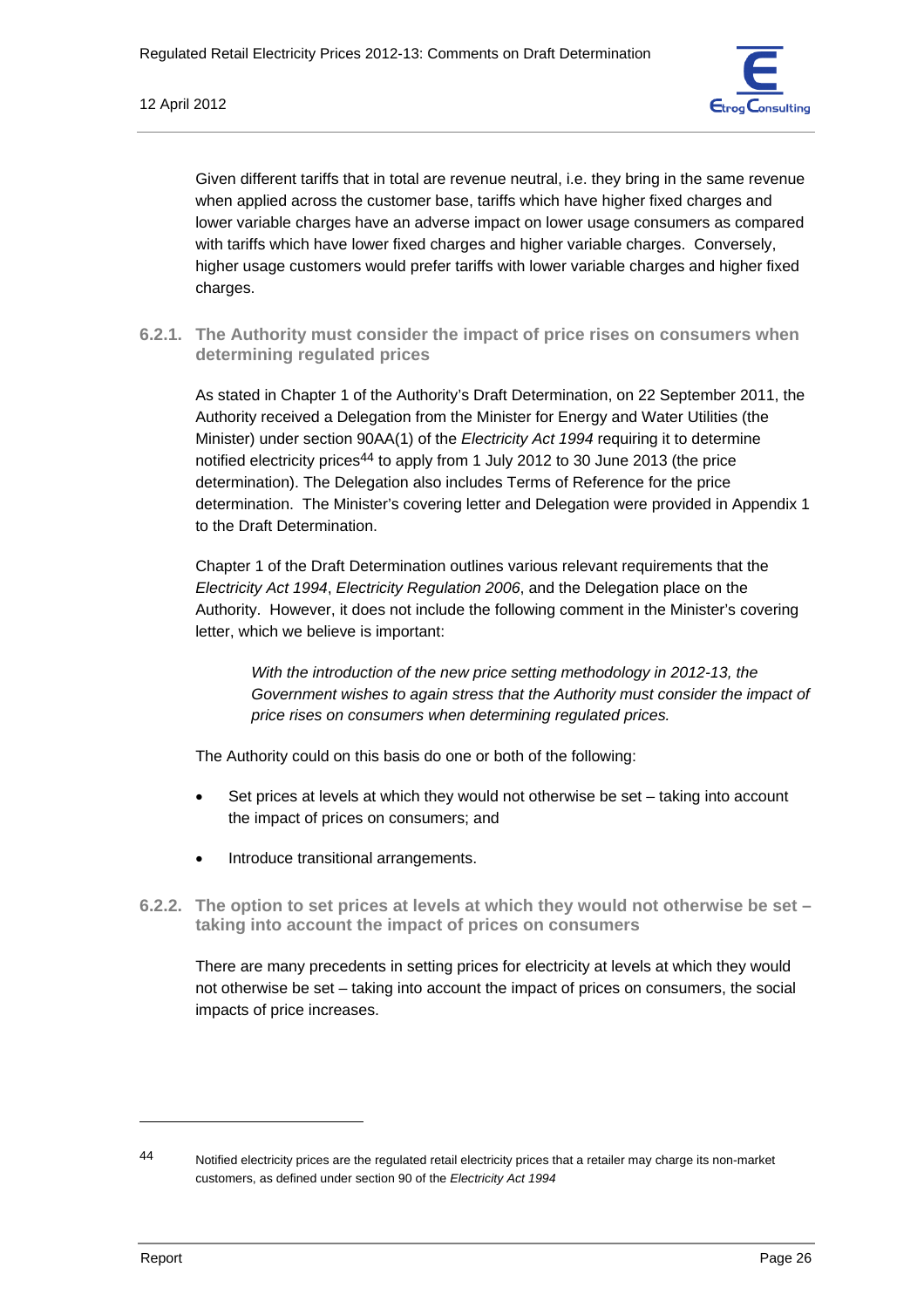Given different tariffs that in total are revenue neutral, i.e. they bring in the same revenue when applied across the customer base, tariffs which have higher fixed charges and lower variable charges have an adverse impact on lower usage consumers as compared with tariffs which have lower fixed charges and higher variable charges. Conversely, higher usage customers would prefer tariffs with lower variable charges and higher fixed charges.

### 6.2.1. The Authority must consider the impact of price rises on consumers when determining regulated prices

As stated in Chapter 1 of the Authority's Draft Determination, on 22 September 2011, the Authority received a Delegation from the Minister for Energy and Water Utilities (the Minister) under section 90AA(1) of the *Electricity Act 1994* requiring it to determine notified electricity prices[44] to apply from 1 July 2012 to 30 June 2013 (the price determination). The Delegation also includes Terms of Reference for the price determination. The Minister's covering letter and Delegation were provided in Appendix 1 to the Draft Determination.

Chapter 1 of the Draft Determination outlines various relevant requirements that the *Electricity Act 1994*, *Electricity Regulation 2006*, and the Delegation place on the Authority. However, it does not include the following comment in the Minister's covering letter, which we believe is important:

> *With the introduction of the new price setting methodology in 2012-13, the Government wishes to again stress that the Authority must consider the impact of price rises on consumers when determining regulated prices.*

The Authority could on this basis do one or both of the following:

- Set prices at levels at which they would not otherwise be set – taking into account the impact of prices on consumers; and
- Introduce transitional arrangements.

### 6.2.2. The option to set prices at levels at which they would not otherwise be set – taking into account the impact of prices on consumers

There are many precedents in setting prices for electricity at levels at which they would not otherwise be set – taking into account the impact of prices on consumers, the social impacts of price increases.

---

[44] Notified electricity prices are the regulated retail electricity prices that a retailer may charge its non-market customers, as defined under section 90 of the *Electricity Act 1994*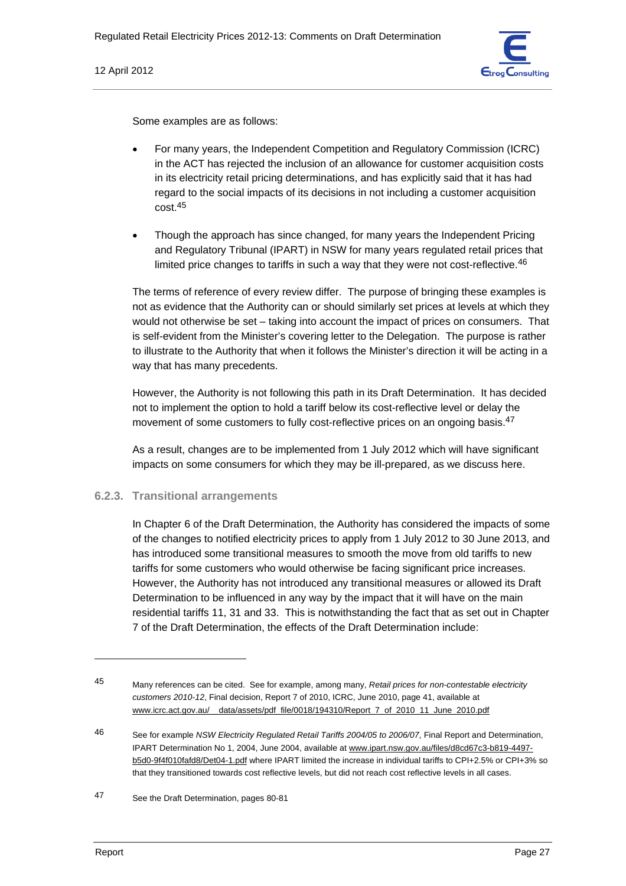Some examples are as follows:

- For many years, the Independent Competition and Regulatory Commission (ICRC) in the ACT has rejected the inclusion of an allowance for customer acquisition costs in its electricity retail pricing determinations, and has explicitly said that it has had regard to the social impacts of its decisions in not including a customer acquisition cost.[45]

- Though the approach has since changed, for many years the Independent Pricing and Regulatory Tribunal (IPART) in NSW for many years regulated retail prices that limited price changes to tariffs in such a way that they were not cost-reflective.[46]

The terms of reference of every review differ. The purpose of bringing these examples is not as evidence that the Authority can or should similarly set prices at levels at which they would not otherwise be set – taking into account the impact of prices on consumers. That is self-evident from the Minister's covering letter to the Delegation. The purpose is rather to illustrate to the Authority that when it follows the Minister's direction it will be acting in a way that has many precedents.

However, the Authority is not following this path in its Draft Determination. It has decided not to implement the option to hold a tariff below its cost-reflective level or delay the movement of some customers to fully cost-reflective prices on an ongoing basis.[47]

As a result, changes are to be implemented from 1 July 2012 which will have significant impacts on some consumers for which they may be ill-prepared, as we discuss here.

### 6.2.3. Transitional arrangements

In Chapter 6 of the Draft Determination, the Authority has considered the impacts of some of the changes to notified electricity prices to apply from 1 July 2012 to 30 June 2013, and has introduced some transitional measures to smooth the move from old tariffs to new tariffs for some customers who would otherwise be facing significant price increases. However, the Authority has not introduced any transitional measures or allowed its Draft Determination to be influenced in any way by the impact that it will have on the main residential tariffs 11, 31 and 33. This is notwithstanding the fact that as set out in Chapter 7 of the Draft Determination, the effects of the Draft Determination include:

---

45 Many references can be cited. See for example, among many, *Retail prices for non-contestable electricity customers 2010-12*, Final decision, Report 7 of 2010, ICRC, June 2010, page 41, available at www.icrc.act.gov.au/__data/assets/pdf_file/0018/194310/Report_7_of_2010_11_June_2010.pdf

46 See for example *NSW Electricity Regulated Retail Tariffs 2004/05 to 2006/07*, Final Report and Determination, IPART Determination No 1, 2004, June 2004, available at www.ipart.nsw.gov.au/files/d8cd67c3-b819-4497-b5d0-9f4f010fafd8/Det04-1.pdf where IPART limited the increase in individual tariffs to CPI+2.5% or CPI+3% so that they transitioned towards cost reflective levels, but did not reach cost reflective levels in all cases.

47 See the Draft Determination, pages 80-81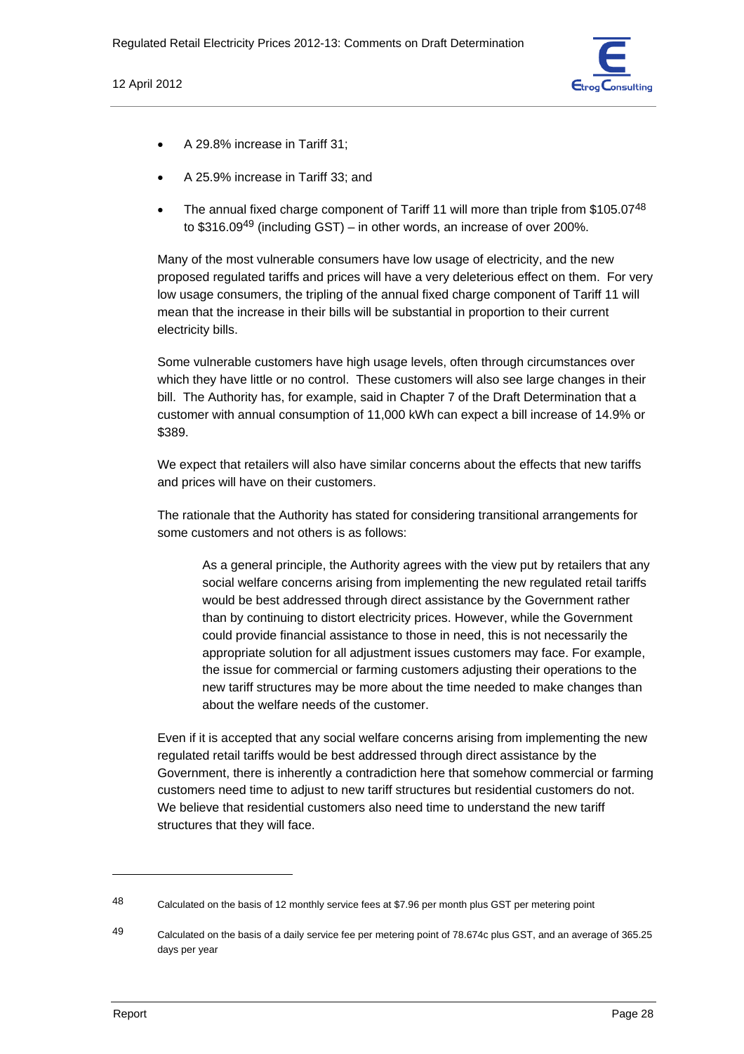- A 29.8% increase in Tariff 31;
- A 25.9% increase in Tariff 33; and
- The annual fixed charge component of Tariff 11 will more than triple from $105.07[48] to $316.09[49] (including GST) – in other words, an increase of over 200%.

Many of the most vulnerable consumers have low usage of electricity, and the new proposed regulated tariffs and prices will have a very deleterious effect on them. For very low usage consumers, the tripling of the annual fixed charge component of Tariff 11 will mean that the increase in their bills will be substantial in proportion to their current electricity bills.

Some vulnerable customers have high usage levels, often through circumstances over which they have little or no control. These customers will also see large changes in their bill. The Authority has, for example, said in Chapter 7 of the Draft Determination that a customer with annual consumption of 11,000 kWh can expect a bill increase of 14.9% or $389.

We expect that retailers will also have similar concerns about the effects that new tariffs and prices will have on their customers.

The rationale that the Authority has stated for considering transitional arrangements for some customers and not others is as follows:

> As a general principle, the Authority agrees with the view put by retailers that any social welfare concerns arising from implementing the new regulated retail tariffs would be best addressed through direct assistance by the Government rather than by continuing to distort electricity prices. However, while the Government could provide financial assistance to those in need, this is not necessarily the appropriate solution for all adjustment issues customers may face. For example, the issue for commercial or farming customers adjusting their operations to the new tariff structures may be more about the time needed to make changes than about the welfare needs of the customer.

Even if it is accepted that any social welfare concerns arising from implementing the new regulated retail tariffs would be best addressed through direct assistance by the Government, there is inherently a contradiction here that somehow commercial or farming customers need time to adjust to new tariff structures but residential customers do not. We believe that residential customers also need time to understand the new tariff structures that they will face.

---

[48] Calculated on the basis of 12 monthly service fees at $7.96 per month plus GST per metering point

[49] Calculated on the basis of a daily service fee per metering point of 78.674c plus GST, and an average of 365.25 days per year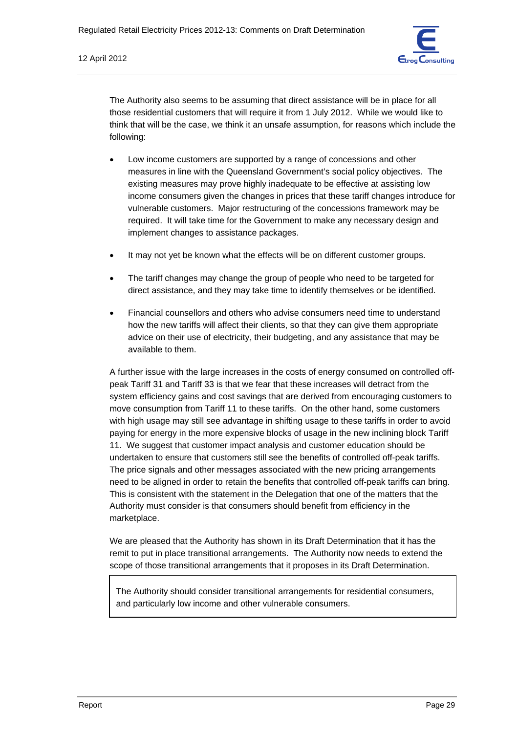The Authority also seems to be assuming that direct assistance will be in place for all those residential customers that will require it from 1 July 2012. While we would like to think that will be the case, we think it an unsafe assumption, for reasons which include the following:

- Low income customers are supported by a range of concessions and other measures in line with the Queensland Government's social policy objectives. The existing measures may prove highly inadequate to be effective at assisting low income consumers given the changes in prices that these tariff changes introduce for vulnerable customers. Major restructuring of the concessions framework may be required. It will take time for the Government to make any necessary design and implement changes to assistance packages.
- It may not yet be known what the effects will be on different customer groups.
- The tariff changes may change the group of people who need to be targeted for direct assistance, and they may take time to identify themselves or be identified.
- Financial counsellors and others who advise consumers need time to understand how the new tariffs will affect their clients, so that they can give them appropriate advice on their use of electricity, their budgeting, and any assistance that may be available to them.

A further issue with the large increases in the costs of energy consumed on controlled off-peak Tariff 31 and Tariff 33 is that we fear that these increases will detract from the system efficiency gains and cost savings that are derived from encouraging customers to move consumption from Tariff 11 to these tariffs. On the other hand, some customers with high usage may still see advantage in shifting usage to these tariffs in order to avoid paying for energy in the more expensive blocks of usage in the new inclining block Tariff 11. We suggest that customer impact analysis and customer education should be undertaken to ensure that customers still see the benefits of controlled off-peak tariffs. The price signals and other messages associated with the new pricing arrangements need to be aligned in order to retain the benefits that controlled off-peak tariffs can bring. This is consistent with the statement in the Delegation that one of the matters that the Authority must consider is that consumers should benefit from efficiency in the marketplace.

We are pleased that the Authority has shown in its Draft Determination that it has the remit to put in place transitional arrangements. The Authority now needs to extend the scope of those transitional arrangements that it proposes in its Draft Determination.

> The Authority should consider transitional arrangements for residential consumers, and particularly low income and other vulnerable consumers.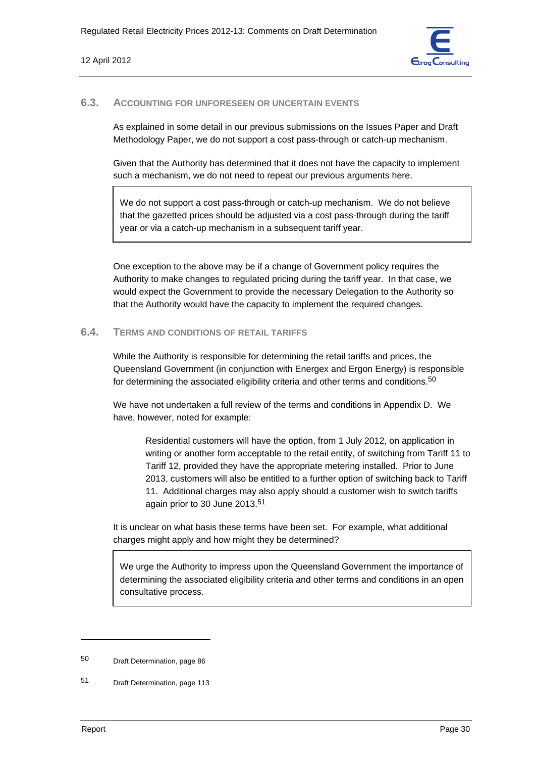## 6.3. Accounting for Unforeseen or Uncertain Events

As explained in some detail in our previous submissions on the Issues Paper and Draft Methodology Paper, we do not support a cost pass-through or catch-up mechanism.

Given that the Authority has determined that it does not have the capacity to implement such a mechanism, we do not need to repeat our previous arguments here.

> We do not support a cost pass-through or catch-up mechanism. We do not believe that the gazetted prices should be adjusted via a cost pass-through during the tariff year or via a catch-up mechanism in a subsequent tariff year.

One exception to the above may be if a change of Government policy requires the Authority to make changes to regulated pricing during the tariff year. In that case, we would expect the Government to provide the necessary Delegation to the Authority so that the Authority would have the capacity to implement the required changes.

## 6.4. Terms and Conditions of Retail Tariffs

While the Authority is responsible for determining the retail tariffs and prices, the Queensland Government (in conjunction with Energex and Ergon Energy) is responsible for determining the associated eligibility criteria and other terms and conditions.[50]

We have not undertaken a full review of the terms and conditions in Appendix D. We have, however, noted for example:

> Residential customers will have the option, from 1 July 2012, on application in writing or another form acceptable to the retail entity, of switching from Tariff 11 to Tariff 12, provided they have the appropriate metering installed. Prior to June 2013, customers will also be entitled to a further option of switching back to Tariff 11. Additional charges may also apply should a customer wish to switch tariffs again prior to 30 June 2013.[51]

It is unclear on what basis these terms have been set. For example, what additional charges might apply and how might they be determined?

> We urge the Authority to impress upon the Queensland Government the importance of determining the associated eligibility criteria and other terms and conditions in an open consultative process.

---

[50] Draft Determination, page 86

[51] Draft Determination, page 113